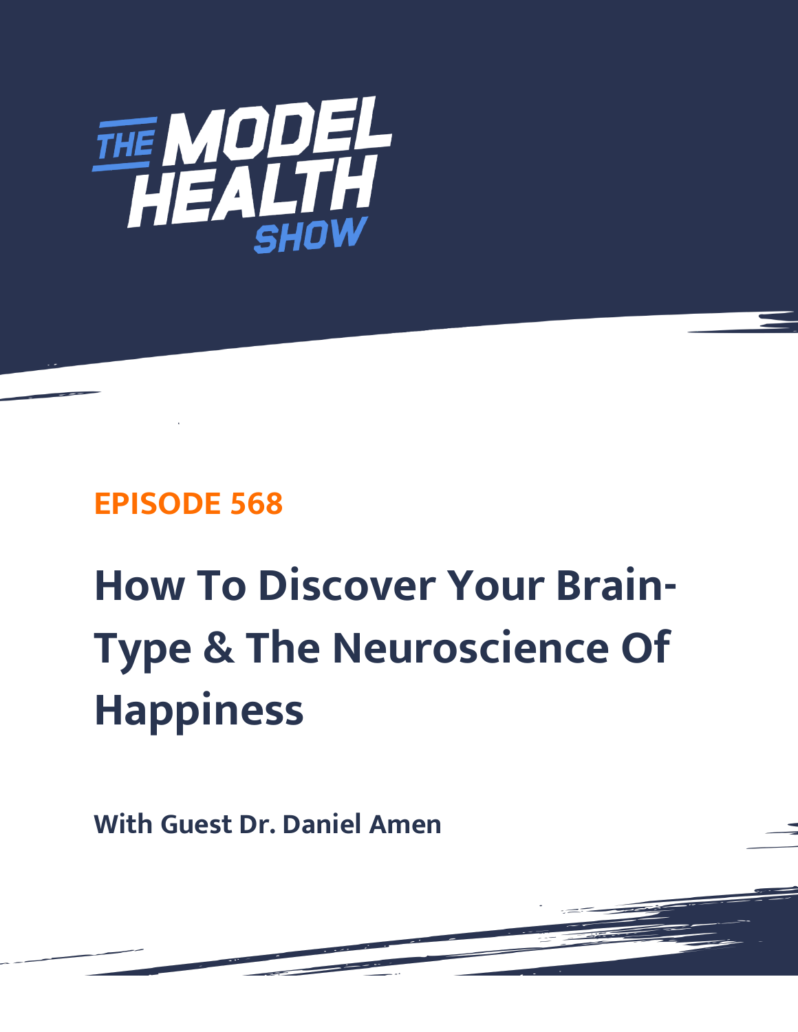THE MODEL HEALTH SHOW

## EPISODE 568

# How To Discover Your Brain-Type & The Neuroscience Of Happiness

**With Guest Dr. Daniel Amen**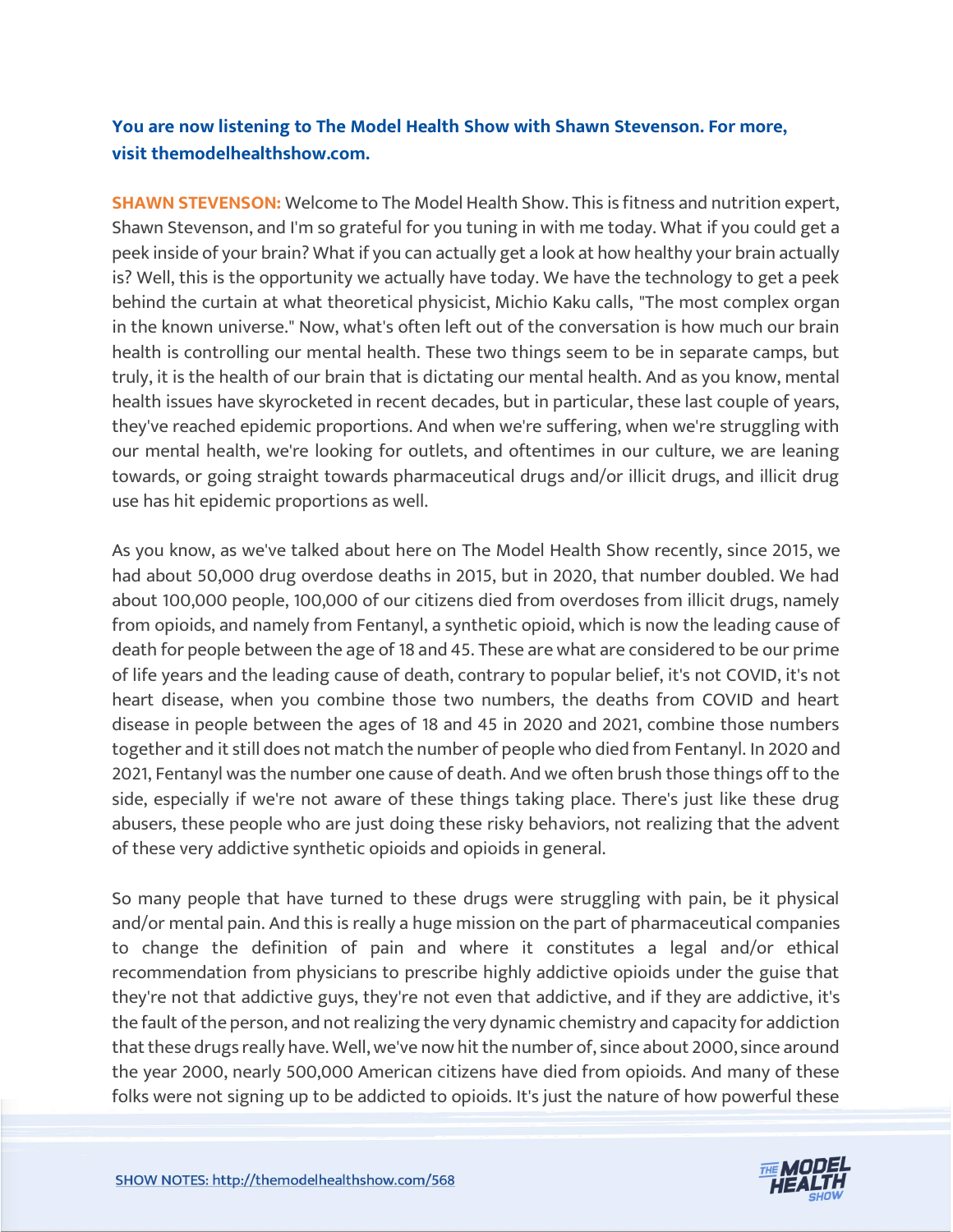**You are now listening to The Model Health Show with Shawn Stevenson. For more, visit themodelhealthshow.com.**

**SHAWN STEVENSON:** Welcome to The Model Health Show. This is fitness and nutrition expert, Shawn Stevenson, and I'm so grateful for you tuning in with me today. What if you could get a peek inside of your brain? What if you can actually get a look at how healthy your brain actually is? Well, this is the opportunity we actually have today. We have the technology to get a peek behind the curtain at what theoretical physicist, Michio Kaku calls, "The most complex organ in the known universe." Now, what's often left out of the conversation is how much our brain health is controlling our mental health. These two things seem to be in separate camps, but truly, it is the health of our brain that is dictating our mental health. And as you know, mental health issues have skyrocketed in recent decades, but in particular, these last couple of years, they've reached epidemic proportions. And when we're suffering, when we're struggling with our mental health, we're looking for outlets, and oftentimes in our culture, we are leaning towards, or going straight towards pharmaceutical drugs and/or illicit drugs, and illicit drug use has hit epidemic proportions as well.

As you know, as we've talked about here on The Model Health Show recently, since 2015, we had about 50,000 drug overdose deaths in 2015, but in 2020, that number doubled. We had about 100,000 people, 100,000 of our citizens died from overdoses from illicit drugs, namely from opioids, and namely from Fentanyl, a synthetic opioid, which is now the leading cause of death for people between the age of 18 and 45. These are what are considered to be our prime of life years and the leading cause of death, contrary to popular belief, it's not COVID, it's not heart disease, when you combine those two numbers, the deaths from COVID and heart disease in people between the ages of 18 and 45 in 2020 and 2021, combine those numbers together and it still does not match the number of people who died from Fentanyl. In 2020 and 2021, Fentanyl was the number one cause of death. And we often brush those things off to the side, especially if we're not aware of these things taking place. There's just like these drug abusers, these people who are just doing these risky behaviors, not realizing that the advent of these very addictive synthetic opioids and opioids in general.

So many people that have turned to these drugs were struggling with pain, be it physical and/or mental pain. And this is really a huge mission on the part of pharmaceutical companies to change the definition of pain and where it constitutes a legal and/or ethical recommendation from physicians to prescribe highly addictive opioids under the guise that they're not that addictive guys, they're not even that addictive, and if they are addictive, it's the fault of the person, and not realizing the very dynamic chemistry and capacity for addiction that these drugs really have. Well, we've now hit the number of, since about 2000, since around the year 2000, nearly 500,000 American citizens have died from opioids. And many of these folks were not signing up to be addicted to opioids. It's just the nature of how powerful these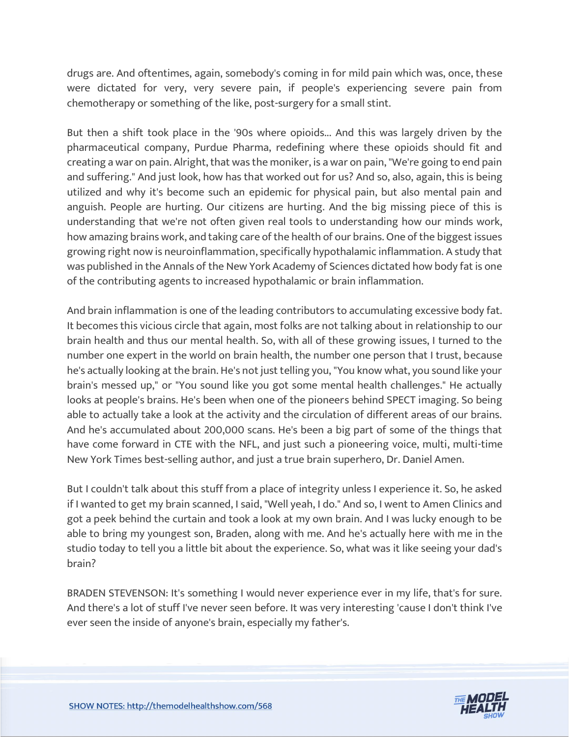drugs are. And oftentimes, again, somebody's coming in for mild pain which was, once, these were dictated for very, very severe pain, if people's experiencing severe pain from chemotherapy or something of the like, post-surgery for a small stint.

But then a shift took place in the '90s where opioids... And this was largely driven by the pharmaceutical company, Purdue Pharma, redefining where these opioids should fit and creating a war on pain. Alright, that was the moniker, is a war on pain, "We're going to end pain and suffering." And just look, how has that worked out for us? And so, also, again, this is being utilized and why it's become such an epidemic for physical pain, but also mental pain and anguish. People are hurting. Our citizens are hurting. And the big missing piece of this is understanding that we're not often given real tools to understanding how our minds work, how amazing brains work, and taking care of the health of our brains. One of the biggest issues growing right now is neuroinflammation, specifically hypothalamic inflammation. A study that was published in the Annals of the New York Academy of Sciences dictated how body fat is one of the contributing agents to increased hypothalamic or brain inflammation.

And brain inflammation is one of the leading contributors to accumulating excessive body fat. It becomes this vicious circle that again, most folks are not talking about in relationship to our brain health and thus our mental health. So, with all of these growing issues, I turned to the number one expert in the world on brain health, the number one person that I trust, because he's actually looking at the brain. He's not just telling you, "You know what, you sound like your brain's messed up," or "You sound like you got some mental health challenges." He actually looks at people's brains. He's been when one of the pioneers behind SPECT imaging. So being able to actually take a look at the activity and the circulation of different areas of our brains. And he's accumulated about 200,000 scans. He's been a big part of some of the things that have come forward in CTE with the NFL, and just such a pioneering voice, multi, multi-time New York Times best-selling author, and just a true brain superhero, Dr. Daniel Amen.

But I couldn't talk about this stuff from a place of integrity unless I experience it. So, he asked if I wanted to get my brain scanned, I said, "Well yeah, I do." And so, I went to Amen Clinics and got a peek behind the curtain and took a look at my own brain. And I was lucky enough to be able to bring my youngest son, Braden, along with me. And he's actually here with me in the studio today to tell you a little bit about the experience. So, what was it like seeing your dad's brain?

BRADEN STEVENSON: It's something I would never experience ever in my life, that's for sure. And there's a lot of stuff I've never seen before. It was very interesting 'cause I don't think I've ever seen the inside of anyone's brain, especially my father's.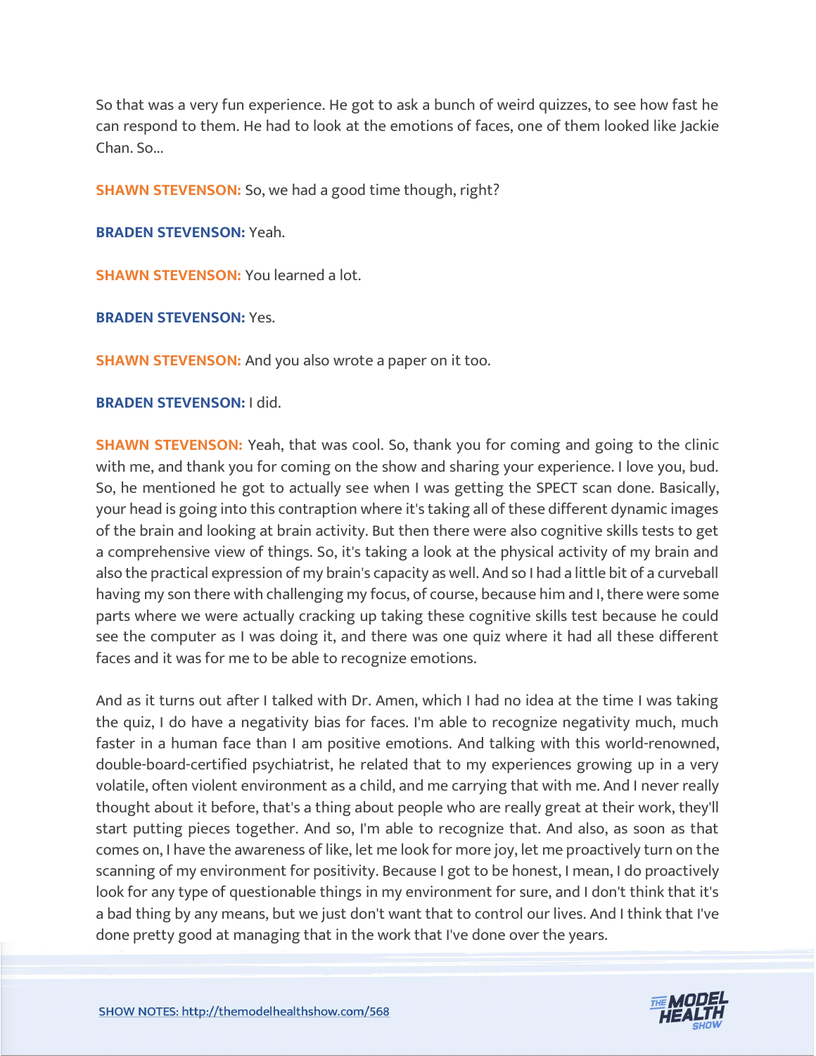So that was a very fun experience. He got to ask a bunch of weird quizzes, to see how fast he can respond to them. He had to look at the emotions of faces, one of them looked like Jackie Chan. So...

**SHAWN STEVENSON:** So, we had a good time though, right?

**BRADEN STEVENSON:** Yeah.

**SHAWN STEVENSON:** You learned a lot.

**BRADEN STEVENSON:** Yes.

**SHAWN STEVENSON:** And you also wrote a paper on it too.

**BRADEN STEVENSON:** I did.

**SHAWN STEVENSON:** Yeah, that was cool. So, thank you for coming and going to the clinic with me, and thank you for coming on the show and sharing your experience. I love you, bud. So, he mentioned he got to actually see when I was getting the SPECT scan done. Basically, your head is going into this contraption where it's taking all of these different dynamic images of the brain and looking at brain activity. But then there were also cognitive skills tests to get a comprehensive view of things. So, it's taking a look at the physical activity of my brain and also the practical expression of my brain's capacity as well. And so I had a little bit of a curveball having my son there with challenging my focus, of course, because him and I, there were some parts where we were actually cracking up taking these cognitive skills test because he could see the computer as I was doing it, and there was one quiz where it had all these different faces and it was for me to be able to recognize emotions.

And as it turns out after I talked with Dr. Amen, which I had no idea at the time I was taking the quiz, I do have a negativity bias for faces. I'm able to recognize negativity much, much faster in a human face than I am positive emotions. And talking with this world-renowned, double-board-certified psychiatrist, he related that to my experiences growing up in a very volatile, often violent environment as a child, and me carrying that with me. And I never really thought about it before, that's a thing about people who are really great at their work, they'll start putting pieces together. And so, I'm able to recognize that. And also, as soon as that comes on, I have the awareness of like, let me look for more joy, let me proactively turn on the scanning of my environment for positivity. Because I got to be honest, I mean, I do proactively look for any type of questionable things in my environment for sure, and I don't think that it's a bad thing by any means, but we just don't want that to control our lives. And I think that I've done pretty good at managing that in the work that I've done over the years.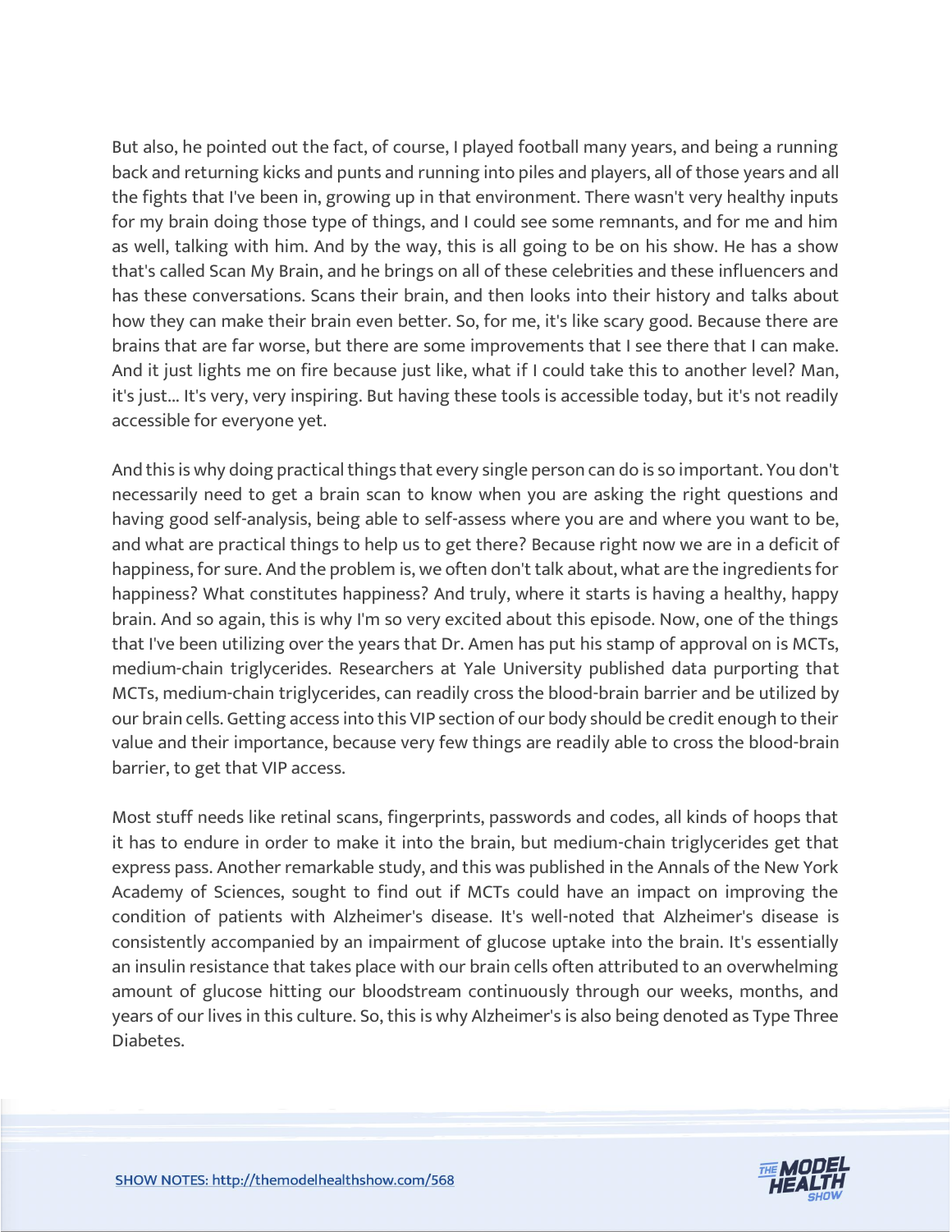But also, he pointed out the fact, of course, I played football many years, and being a running back and returning kicks and punts and running into piles and players, all of those years and all the fights that I've been in, growing up in that environment. There wasn't very healthy inputs for my brain doing those type of things, and I could see some remnants, and for me and him as well, talking with him. And by the way, this is all going to be on his show. He has a show that's called Scan My Brain, and he brings on all of these celebrities and these influencers and has these conversations. Scans their brain, and then looks into their history and talks about how they can make their brain even better. So, for me, it's like scary good. Because there are brains that are far worse, but there are some improvements that I see there that I can make. And it just lights me on fire because just like, what if I could take this to another level? Man, it's just... It's very, very inspiring. But having these tools is accessible today, but it's not readily accessible for everyone yet.

And this is why doing practical things that every single person can do is so important. You don't necessarily need to get a brain scan to know when you are asking the right questions and having good self-analysis, being able to self-assess where you are and where you want to be, and what are practical things to help us to get there? Because right now we are in a deficit of happiness, for sure. And the problem is, we often don't talk about, what are the ingredients for happiness? What constitutes happiness? And truly, where it starts is having a healthy, happy brain. And so again, this is why I'm so very excited about this episode. Now, one of the things that I've been utilizing over the years that Dr. Amen has put his stamp of approval on is MCTs, medium-chain triglycerides. Researchers at Yale University published data purporting that MCTs, medium-chain triglycerides, can readily cross the blood-brain barrier and be utilized by our brain cells. Getting access into this VIP section of our body should be credit enough to their value and their importance, because very few things are readily able to cross the blood-brain barrier, to get that VIP access.

Most stuff needs like retinal scans, fingerprints, passwords and codes, all kinds of hoops that it has to endure in order to make it into the brain, but medium-chain triglycerides get that express pass. Another remarkable study, and this was published in the Annals of the New York Academy of Sciences, sought to find out if MCTs could have an impact on improving the condition of patients with Alzheimer's disease. It's well-noted that Alzheimer's disease is consistently accompanied by an impairment of glucose uptake into the brain. It's essentially an insulin resistance that takes place with our brain cells often attributed to an overwhelming amount of glucose hitting our bloodstream continuously through our weeks, months, and years of our lives in this culture. So, this is why Alzheimer's is also being denoted as Type Three Diabetes.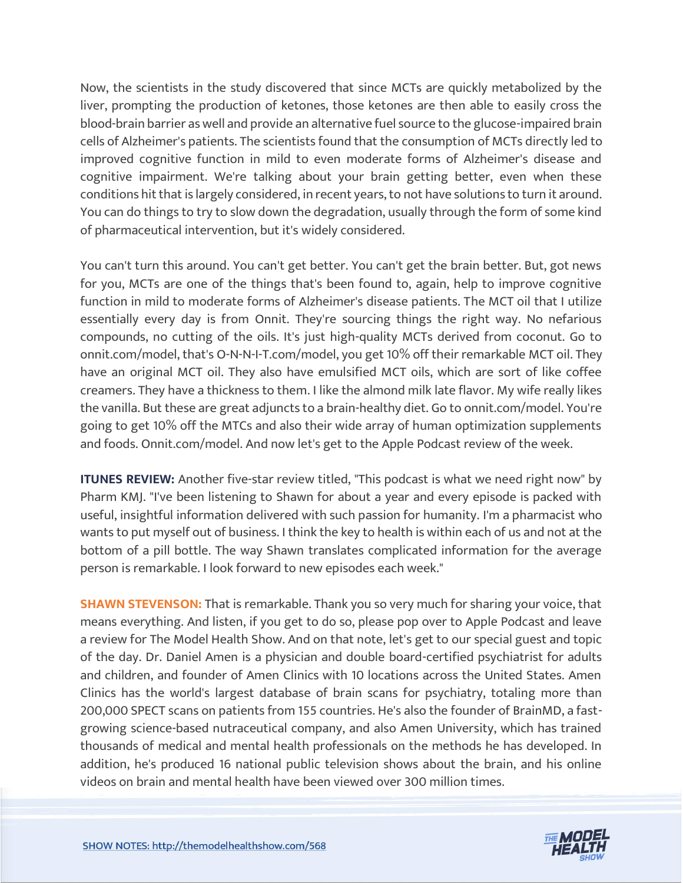Now, the scientists in the study discovered that since MCTs are quickly metabolized by the liver, prompting the production of ketones, those ketones are then able to easily cross the blood-brain barrier as well and provide an alternative fuel source to the glucose-impaired brain cells of Alzheimer's patients. The scientists found that the consumption of MCTs directly led to improved cognitive function in mild to even moderate forms of Alzheimer's disease and cognitive impairment. We're talking about your brain getting better, even when these conditions hit that is largely considered, in recent years, to not have solutions to turn it around. You can do things to try to slow down the degradation, usually through the form of some kind of pharmaceutical intervention, but it's widely considered.

You can't turn this around. You can't get better. You can't get the brain better. But, got news for you, MCTs are one of the things that's been found to, again, help to improve cognitive function in mild to moderate forms of Alzheimer's disease patients. The MCT oil that I utilize essentially every day is from Onnit. They're sourcing things the right way. No nefarious compounds, no cutting of the oils. It's just high-quality MCTs derived from coconut. Go to onnit.com/model, that's O-N-N-I-T.com/model, you get 10% off their remarkable MCT oil. They have an original MCT oil. They also have emulsified MCT oils, which are sort of like coffee creamers. They have a thickness to them. I like the almond milk late flavor. My wife really likes the vanilla. But these are great adjuncts to a brain-healthy diet. Go to onnit.com/model. You're going to get 10% off the MTCs and also their wide array of human optimization supplements and foods. Onnit.com/model. And now let's get to the Apple Podcast review of the week.

**ITUNES REVIEW:** Another five-star review titled, "This podcast is what we need right now" by Pharm KMJ. "I've been listening to Shawn for about a year and every episode is packed with useful, insightful information delivered with such passion for humanity. I'm a pharmacist who wants to put myself out of business. I think the key to health is within each of us and not at the bottom of a pill bottle. The way Shawn translates complicated information for the average person is remarkable. I look forward to new episodes each week."

**SHAWN STEVENSON:** That is remarkable. Thank you so very much for sharing your voice, that means everything. And listen, if you get to do so, please pop over to Apple Podcast and leave a review for The Model Health Show. And on that note, let's get to our special guest and topic of the day. Dr. Daniel Amen is a physician and double board-certified psychiatrist for adults and children, and founder of Amen Clinics with 10 locations across the United States. Amen Clinics has the world's largest database of brain scans for psychiatry, totaling more than 200,000 SPECT scans on patients from 155 countries. He's also the founder of BrainMD, a fast-growing science-based nutraceutical company, and also Amen University, which has trained thousands of medical and mental health professionals on the methods he has developed. In addition, he's produced 16 national public television shows about the brain, and his online videos on brain and mental health have been viewed over 300 million times.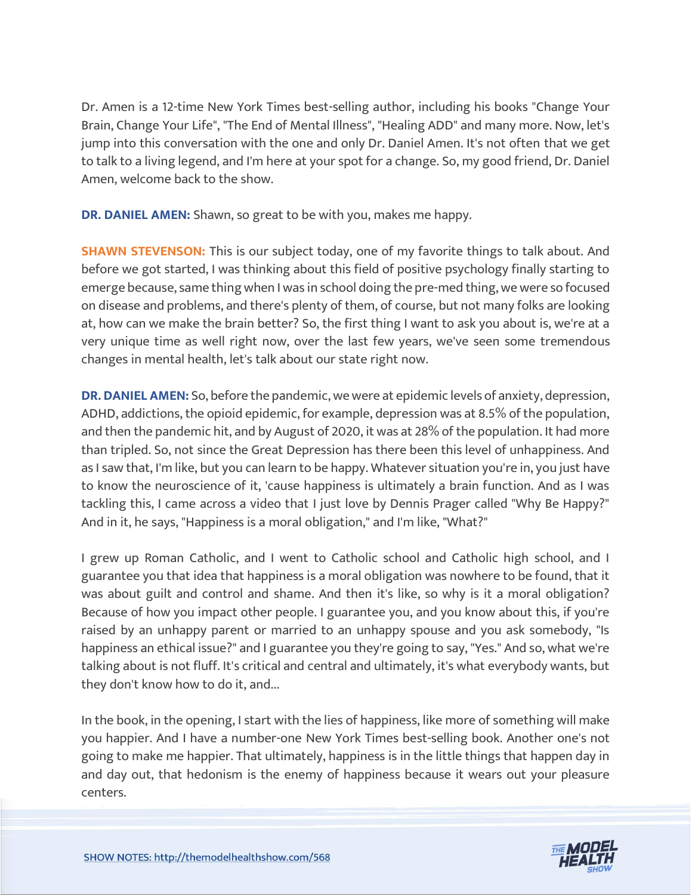Dr. Amen is a 12-time New York Times best-selling author, including his books "Change Your Brain, Change Your Life", "The End of Mental Illness", "Healing ADD" and many more. Now, let's jump into this conversation with the one and only Dr. Daniel Amen. It's not often that we get to talk to a living legend, and I'm here at your spot for a change. So, my good friend, Dr. Daniel Amen, welcome back to the show.

**DR. DANIEL AMEN:** Shawn, so great to be with you, makes me happy.

**SHAWN STEVENSON:** This is our subject today, one of my favorite things to talk about. And before we got started, I was thinking about this field of positive psychology finally starting to emerge because, same thing when I was in school doing the pre-med thing, we were so focused on disease and problems, and there's plenty of them, of course, but not many folks are looking at, how can we make the brain better? So, the first thing I want to ask you about is, we're at a very unique time as well right now, over the last few years, we've seen some tremendous changes in mental health, let's talk about our state right now.

**DR. DANIEL AMEN:** So, before the pandemic, we were at epidemic levels of anxiety, depression, ADHD, addictions, the opioid epidemic, for example, depression was at 8.5% of the population, and then the pandemic hit, and by August of 2020, it was at 28% of the population. It had more than tripled. So, not since the Great Depression has there been this level of unhappiness. And as I saw that, I'm like, but you can learn to be happy. Whatever situation you're in, you just have to know the neuroscience of it, 'cause happiness is ultimately a brain function. And as I was tackling this, I came across a video that I just love by Dennis Prager called "Why Be Happy?" And in it, he says, "Happiness is a moral obligation," and I'm like, "What?"

I grew up Roman Catholic, and I went to Catholic school and Catholic high school, and I guarantee you that idea that happiness is a moral obligation was nowhere to be found, that it was about guilt and control and shame. And then it's like, so why is it a moral obligation? Because of how you impact other people. I guarantee you, and you know about this, if you're raised by an unhappy parent or married to an unhappy spouse and you ask somebody, "Is happiness an ethical issue?" and I guarantee you they're going to say, "Yes." And so, what we're talking about is not fluff. It's critical and central and ultimately, it's what everybody wants, but they don't know how to do it, and...

In the book, in the opening, I start with the lies of happiness, like more of something will make you happier. And I have a number-one New York Times best-selling book. Another one's not going to make me happier. That ultimately, happiness is in the little things that happen day in and day out, that hedonism is the enemy of happiness because it wears out your pleasure centers.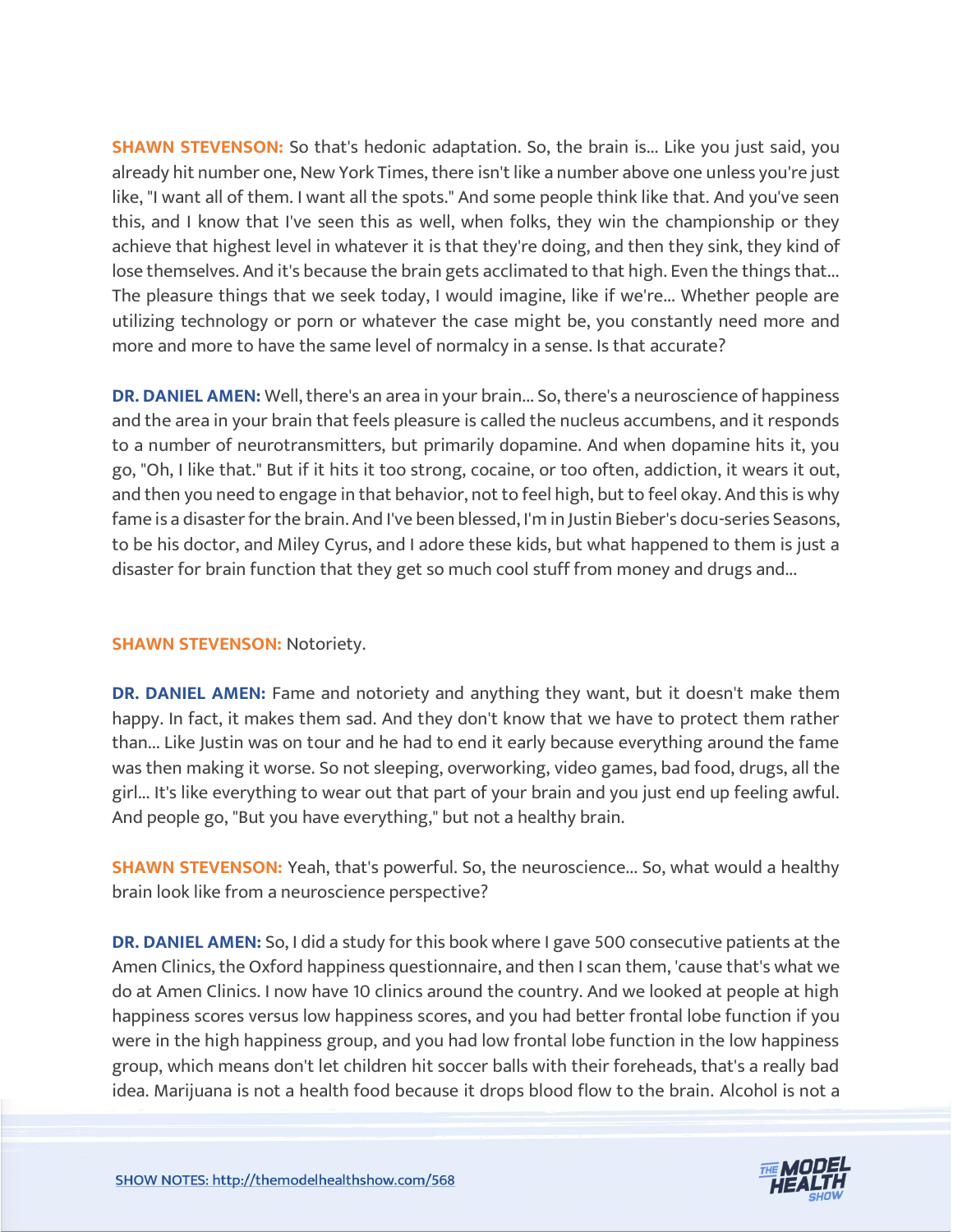**SHAWN STEVENSON:** So that's hedonic adaptation. So, the brain is... Like you just said, you already hit number one, New York Times, there isn't like a number above one unless you're just like, "I want all of them. I want all the spots." And some people think like that. And you've seen this, and I know that I've seen this as well, when folks, they win the championship or they achieve that highest level in whatever it is that they're doing, and then they sink, they kind of lose themselves. And it's because the brain gets acclimated to that high. Even the things that... The pleasure things that we seek today, I would imagine, like if we're... Whether people are utilizing technology or porn or whatever the case might be, you constantly need more and more and more to have the same level of normalcy in a sense. Is that accurate?

**DR. DANIEL AMEN:** Well, there's an area in your brain... So, there's a neuroscience of happiness and the area in your brain that feels pleasure is called the nucleus accumbens, and it responds to a number of neurotransmitters, but primarily dopamine. And when dopamine hits it, you go, "Oh, I like that." But if it hits it too strong, cocaine, or too often, addiction, it wears it out, and then you need to engage in that behavior, not to feel high, but to feel okay. And this is why fame is a disaster for the brain. And I've been blessed, I'm in Justin Bieber's docu-series Seasons, to be his doctor, and Miley Cyrus, and I adore these kids, but what happened to them is just a disaster for brain function that they get so much cool stuff from money and drugs and...

**SHAWN STEVENSON:** Notoriety.

**DR. DANIEL AMEN:** Fame and notoriety and anything they want, but it doesn't make them happy. In fact, it makes them sad. And they don't know that we have to protect them rather than... Like Justin was on tour and he had to end it early because everything around the fame was then making it worse. So not sleeping, overworking, video games, bad food, drugs, all the girl... It's like everything to wear out that part of your brain and you just end up feeling awful. And people go, "But you have everything," but not a healthy brain.

**SHAWN STEVENSON:** Yeah, that's powerful. So, the neuroscience... So, what would a healthy brain look like from a neuroscience perspective?

**DR. DANIEL AMEN:** So, I did a study for this book where I gave 500 consecutive patients at the Amen Clinics, the Oxford happiness questionnaire, and then I scan them, 'cause that's what we do at Amen Clinics. I now have 10 clinics around the country. And we looked at people at high happiness scores versus low happiness scores, and you had better frontal lobe function if you were in the high happiness group, and you had low frontal lobe function in the low happiness group, which means don't let children hit soccer balls with their foreheads, that's a really bad idea. Marijuana is not a health food because it drops blood flow to the brain. Alcohol is not a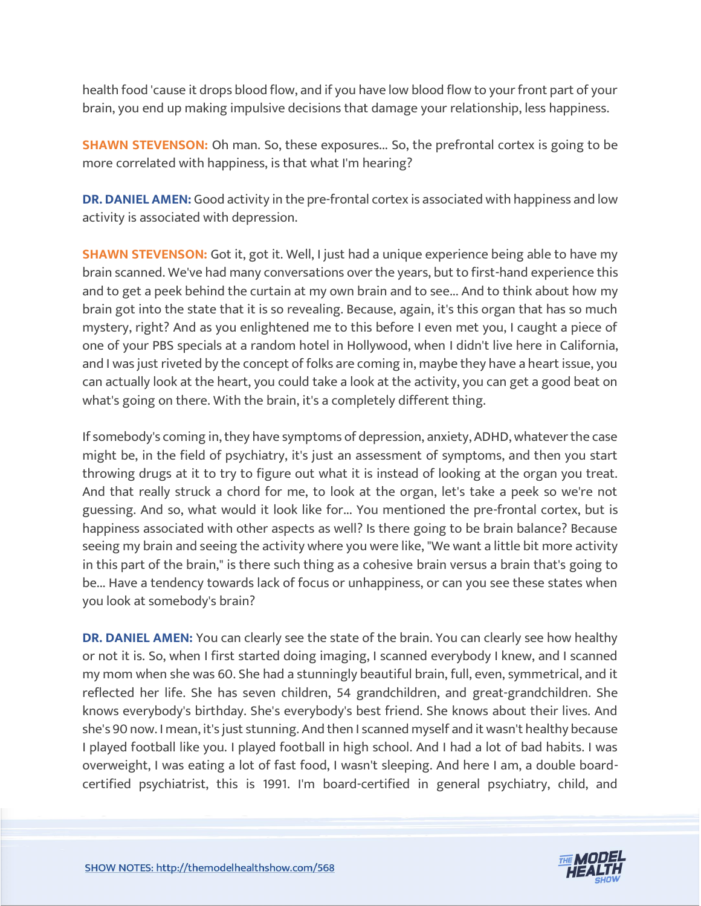health food 'cause it drops blood flow, and if you have low blood flow to your front part of your brain, you end up making impulsive decisions that damage your relationship, less happiness.

**SHAWN STEVENSON:** Oh man. So, these exposures... So, the prefrontal cortex is going to be more correlated with happiness, is that what I'm hearing?

**DR. DANIEL AMEN:** Good activity in the pre-frontal cortex is associated with happiness and low activity is associated with depression.

**SHAWN STEVENSON:** Got it, got it. Well, I just had a unique experience being able to have my brain scanned. We've had many conversations over the years, but to first-hand experience this and to get a peek behind the curtain at my own brain and to see... And to think about how my brain got into the state that it is so revealing. Because, again, it's this organ that has so much mystery, right? And as you enlightened me to this before I even met you, I caught a piece of one of your PBS specials at a random hotel in Hollywood, when I didn't live here in California, and I was just riveted by the concept of folks are coming in, maybe they have a heart issue, you can actually look at the heart, you could take a look at the activity, you can get a good beat on what's going on there. With the brain, it's a completely different thing.

If somebody's coming in, they have symptoms of depression, anxiety, ADHD, whatever the case might be, in the field of psychiatry, it's just an assessment of symptoms, and then you start throwing drugs at it to try to figure out what it is instead of looking at the organ you treat. And that really struck a chord for me, to look at the organ, let's take a peek so we're not guessing. And so, what would it look like for... You mentioned the pre-frontal cortex, but is happiness associated with other aspects as well? Is there going to be brain balance? Because seeing my brain and seeing the activity where you were like, "We want a little bit more activity in this part of the brain," is there such thing as a cohesive brain versus a brain that's going to be... Have a tendency towards lack of focus or unhappiness, or can you see these states when you look at somebody's brain?

**DR. DANIEL AMEN:** You can clearly see the state of the brain. You can clearly see how healthy or not it is. So, when I first started doing imaging, I scanned everybody I knew, and I scanned my mom when she was 60. She had a stunningly beautiful brain, full, even, symmetrical, and it reflected her life. She has seven children, 54 grandchildren, and great-grandchildren. She knows everybody's birthday. She's everybody's best friend. She knows about their lives. And she's 90 now. I mean, it's just stunning. And then I scanned myself and it wasn't healthy because I played football like you. I played football in high school. And I had a lot of bad habits. I was overweight, I was eating a lot of fast food, I wasn't sleeping. And here I am, a double board-certified psychiatrist, this is 1991. I'm board-certified in general psychiatry, child, and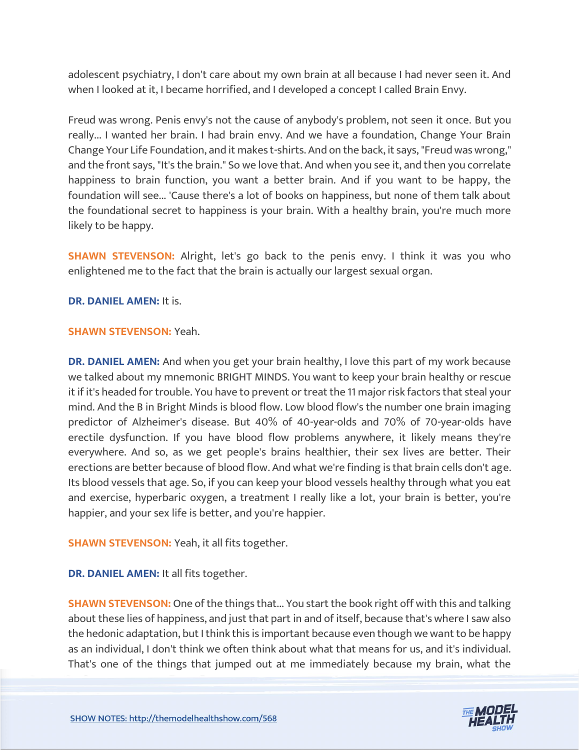adolescent psychiatry, I don't care about my own brain at all because I had never seen it. And when I looked at it, I became horrified, and I developed a concept I called Brain Envy.

Freud was wrong. Penis envy's not the cause of anybody's problem, not seen it once. But you really... I wanted her brain. I had brain envy. And we have a foundation, Change Your Brain Change Your Life Foundation, and it makes t-shirts. And on the back, it says, "Freud was wrong," and the front says, "It's the brain." So we love that. And when you see it, and then you correlate happiness to brain function, you want a better brain. And if you want to be happy, the foundation will see... 'Cause there's a lot of books on happiness, but none of them talk about the foundational secret to happiness is your brain. With a healthy brain, you're much more likely to be happy.

**SHAWN STEVENSON:** Alright, let's go back to the penis envy. I think it was you who enlightened me to the fact that the brain is actually our largest sexual organ.

**DR. DANIEL AMEN:** It is.

**SHAWN STEVENSON:** Yeah.

**DR. DANIEL AMEN:** And when you get your brain healthy, I love this part of my work because we talked about my mnemonic BRIGHT MINDS. You want to keep your brain healthy or rescue it if it's headed for trouble. You have to prevent or treat the 11 major risk factors that steal your mind. And the B in Bright Minds is blood flow. Low blood flow's the number one brain imaging predictor of Alzheimer's disease. But 40% of 40-year-olds and 70% of 70-year-olds have erectile dysfunction. If you have blood flow problems anywhere, it likely means they're everywhere. And so, as we get people's brains healthier, their sex lives are better. Their erections are better because of blood flow. And what we're finding is that brain cells don't age. Its blood vessels that age. So, if you can keep your blood vessels healthy through what you eat and exercise, hyperbaric oxygen, a treatment I really like a lot, your brain is better, you're happier, and your sex life is better, and you're happier.

**SHAWN STEVENSON:** Yeah, it all fits together.

**DR. DANIEL AMEN:** It all fits together.

**SHAWN STEVENSON:** One of the things that... You start the book right off with this and talking about these lies of happiness, and just that part in and of itself, because that's where I saw also the hedonic adaptation, but I think this is important because even though we want to be happy as an individual, I don't think we often think about what that means for us, and it's individual. That's one of the things that jumped out at me immediately because my brain, what the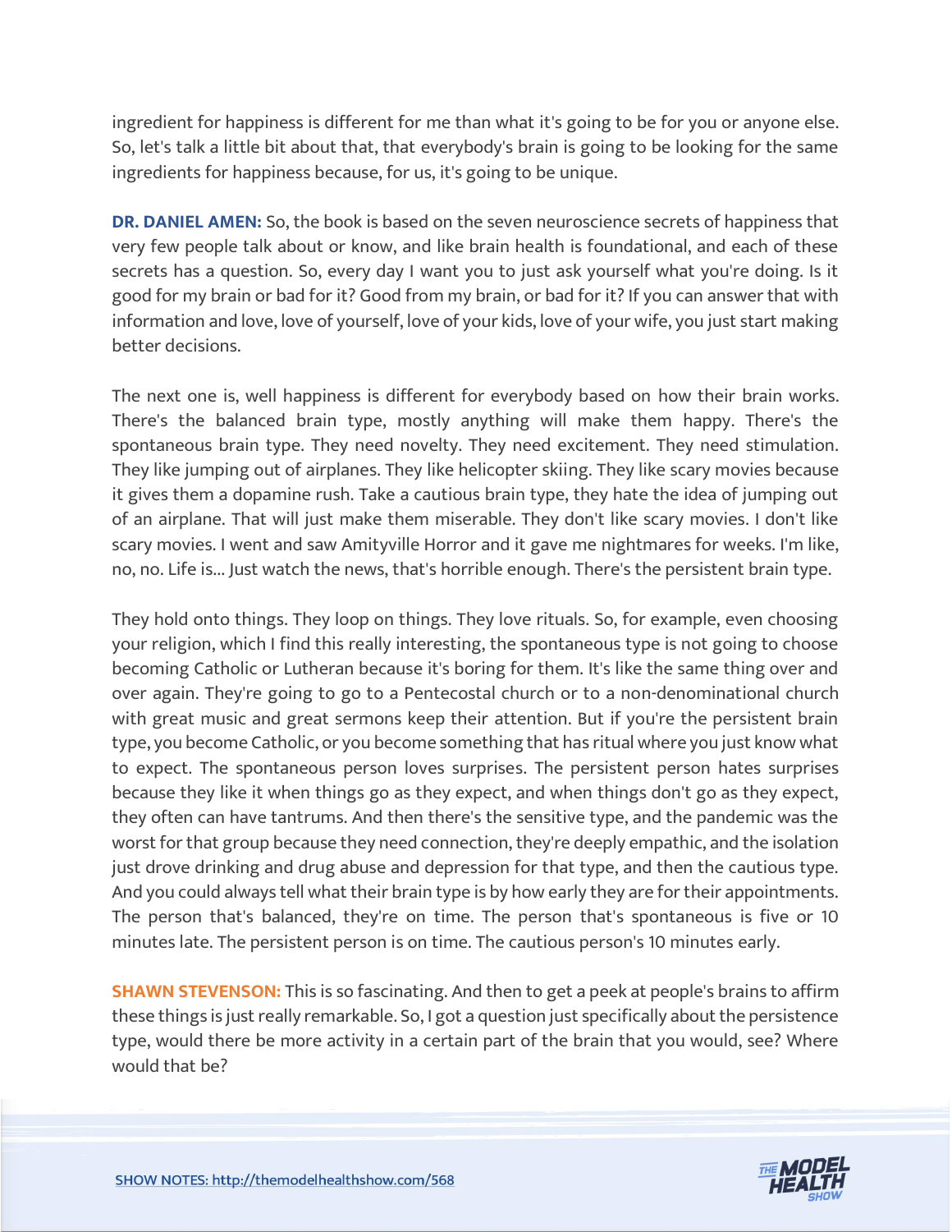ingredient for happiness is different for me than what it's going to be for you or anyone else. So, let's talk a little bit about that, that everybody's brain is going to be looking for the same ingredients for happiness because, for us, it's going to be unique.

**DR. DANIEL AMEN:** So, the book is based on the seven neuroscience secrets of happiness that very few people talk about or know, and like brain health is foundational, and each of these secrets has a question. So, every day I want you to just ask yourself what you're doing. Is it good for my brain or bad for it? Good from my brain, or bad for it? If you can answer that with information and love, love of yourself, love of your kids, love of your wife, you just start making better decisions.

The next one is, well happiness is different for everybody based on how their brain works. There's the balanced brain type, mostly anything will make them happy. There's the spontaneous brain type. They need novelty. They need excitement. They need stimulation. They like jumping out of airplanes. They like helicopter skiing. They like scary movies because it gives them a dopamine rush. Take a cautious brain type, they hate the idea of jumping out of an airplane. That will just make them miserable. They don't like scary movies. I don't like scary movies. I went and saw Amityville Horror and it gave me nightmares for weeks. I'm like, no, no. Life is... Just watch the news, that's horrible enough. There's the persistent brain type.

They hold onto things. They loop on things. They love rituals. So, for example, even choosing your religion, which I find this really interesting, the spontaneous type is not going to choose becoming Catholic or Lutheran because it's boring for them. It's like the same thing over and over again. They're going to go to a Pentecostal church or to a non-denominational church with great music and great sermons keep their attention. But if you're the persistent brain type, you become Catholic, or you become something that has ritual where you just know what to expect. The spontaneous person loves surprises. The persistent person hates surprises because they like it when things go as they expect, and when things don't go as they expect, they often can have tantrums. And then there's the sensitive type, and the pandemic was the worst for that group because they need connection, they're deeply empathic, and the isolation just drove drinking and drug abuse and depression for that type, and then the cautious type. And you could always tell what their brain type is by how early they are for their appointments. The person that's balanced, they're on time. The person that's spontaneous is five or 10 minutes late. The persistent person is on time. The cautious person's 10 minutes early.

**SHAWN STEVENSON:** This is so fascinating. And then to get a peek at people's brains to affirm these things is just really remarkable. So, I got a question just specifically about the persistence type, would there be more activity in a certain part of the brain that you would, see? Where would that be?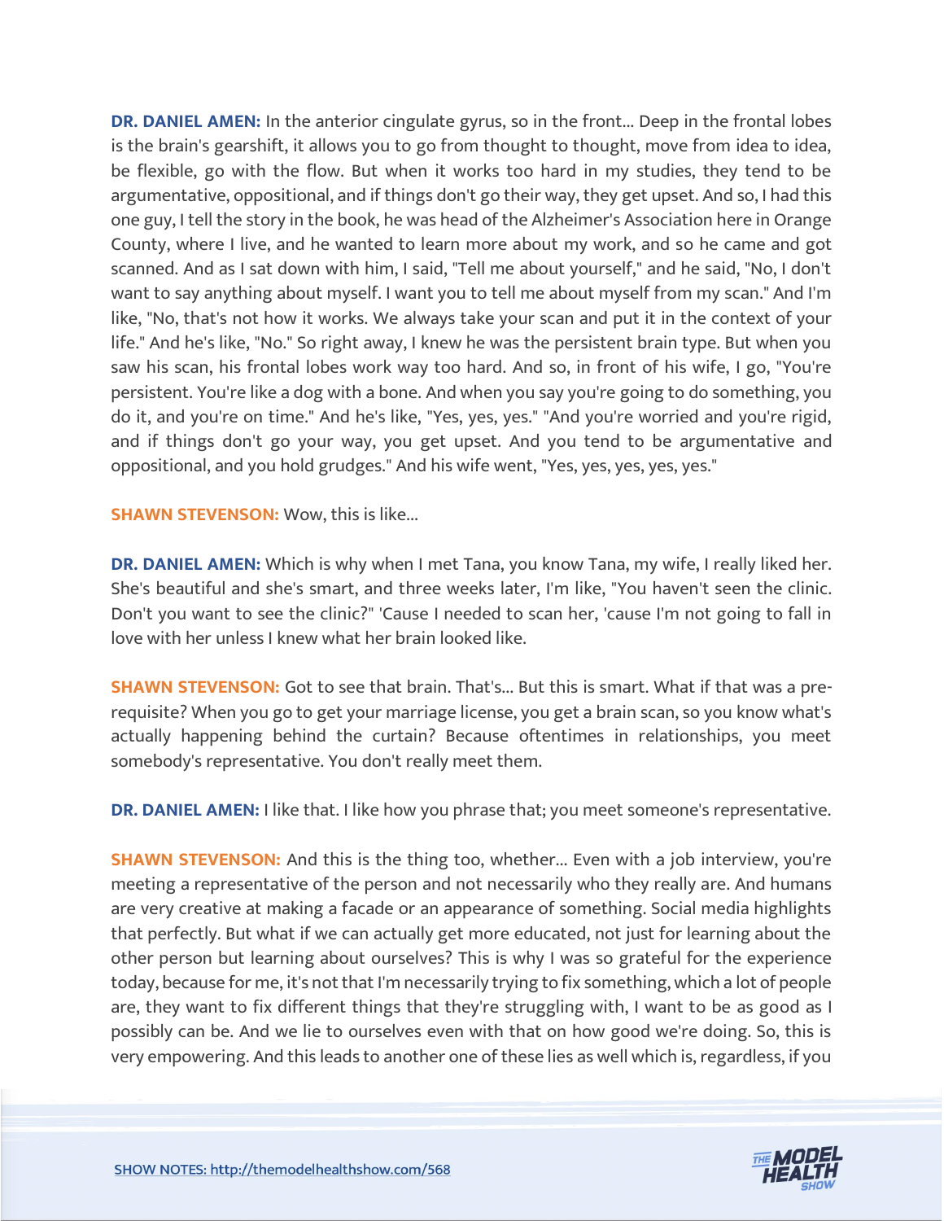**DR. DANIEL AMEN:** In the anterior cingulate gyrus, so in the front... Deep in the frontal lobes is the brain's gearshift, it allows you to go from thought to thought, move from idea to idea, be flexible, go with the flow. But when it works too hard in my studies, they tend to be argumentative, oppositional, and if things don't go their way, they get upset. And so, I had this one guy, I tell the story in the book, he was head of the Alzheimer's Association here in Orange County, where I live, and he wanted to learn more about my work, and so he came and got scanned. And as I sat down with him, I said, "Tell me about yourself," and he said, "No, I don't want to say anything about myself. I want you to tell me about myself from my scan." And I'm like, "No, that's not how it works. We always take your scan and put it in the context of your life." And he's like, "No." So right away, I knew he was the persistent brain type. But when you saw his scan, his frontal lobes work way too hard. And so, in front of his wife, I go, "You're persistent. You're like a dog with a bone. And when you say you're going to do something, you do it, and you're on time." And he's like, "Yes, yes, yes." "And you're worried and you're rigid, and if things don't go your way, you get upset. And you tend to be argumentative and oppositional, and you hold grudges." And his wife went, "Yes, yes, yes, yes, yes."

**SHAWN STEVENSON:** Wow, this is like...

**DR. DANIEL AMEN:** Which is why when I met Tana, you know Tana, my wife, I really liked her. She's beautiful and she's smart, and three weeks later, I'm like, "You haven't seen the clinic. Don't you want to see the clinic?" 'Cause I needed to scan her, 'cause I'm not going to fall in love with her unless I knew what her brain looked like.

**SHAWN STEVENSON:** Got to see that brain. That's... But this is smart. What if that was a pre-requisite? When you go to get your marriage license, you get a brain scan, so you know what's actually happening behind the curtain? Because oftentimes in relationships, you meet somebody's representative. You don't really meet them.

**DR. DANIEL AMEN:** I like that. I like how you phrase that; you meet someone's representative.

**SHAWN STEVENSON:** And this is the thing too, whether... Even with a job interview, you're meeting a representative of the person and not necessarily who they really are. And humans are very creative at making a facade or an appearance of something. Social media highlights that perfectly. But what if we can actually get more educated, not just for learning about the other person but learning about ourselves? This is why I was so grateful for the experience today, because for me, it's not that I'm necessarily trying to fix something, which a lot of people are, they want to fix different things that they're struggling with, I want to be as good as I possibly can be. And we lie to ourselves even with that on how good we're doing. So, this is very empowering. And this leads to another one of these lies as well which is, regardless, if you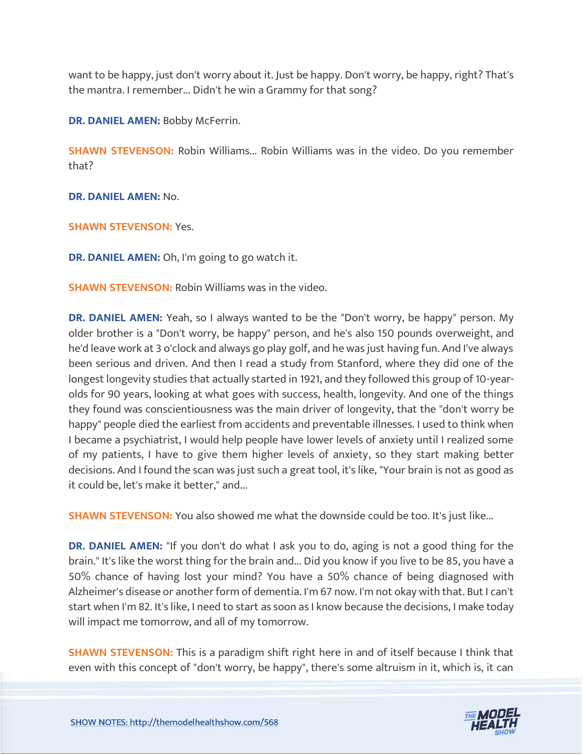want to be happy, just don't worry about it. Just be happy. Don't worry, be happy, right? That's the mantra. I remember... Didn't he win a Grammy for that song?

**DR. DANIEL AMEN:** Bobby McFerrin.

**SHAWN STEVENSON:** Robin Williams... Robin Williams was in the video. Do you remember that?

**DR. DANIEL AMEN:** No.

**SHAWN STEVENSON:** Yes.

**DR. DANIEL AMEN:** Oh, I'm going to go watch it.

**SHAWN STEVENSON:** Robin Williams was in the video.

**DR. DANIEL AMEN:** Yeah, so I always wanted to be the "Don't worry, be happy" person. My older brother is a "Don't worry, be happy" person, and he's also 150 pounds overweight, and he'd leave work at 3 o'clock and always go play golf, and he was just having fun. And I've always been serious and driven. And then I read a study from Stanford, where they did one of the longest longevity studies that actually started in 1921, and they followed this group of 10-year-olds for 90 years, looking at what goes with success, health, longevity. And one of the things they found was conscientiousness was the main driver of longevity, that the "don't worry be happy" people died the earliest from accidents and preventable illnesses. I used to think when I became a psychiatrist, I would help people have lower levels of anxiety until I realized some of my patients, I have to give them higher levels of anxiety, so they start making better decisions. And I found the scan was just such a great tool, it's like, "Your brain is not as good as it could be, let's make it better," and...

**SHAWN STEVENSON:** You also showed me what the downside could be too. It's just like...

**DR. DANIEL AMEN:** "If you don't do what I ask you to do, aging is not a good thing for the brain." It's like the worst thing for the brain and... Did you know if you live to be 85, you have a 50% chance of having lost your mind? You have a 50% chance of being diagnosed with Alzheimer's disease or another form of dementia. I'm 67 now. I'm not okay with that. But I can't start when I'm 82. It's like, I need to start as soon as I know because the decisions, I make today will impact me tomorrow, and all of my tomorrow.

**SHAWN STEVENSON:** This is a paradigm shift right here in and of itself because I think that even with this concept of "don't worry, be happy", there's some altruism in it, which is, it can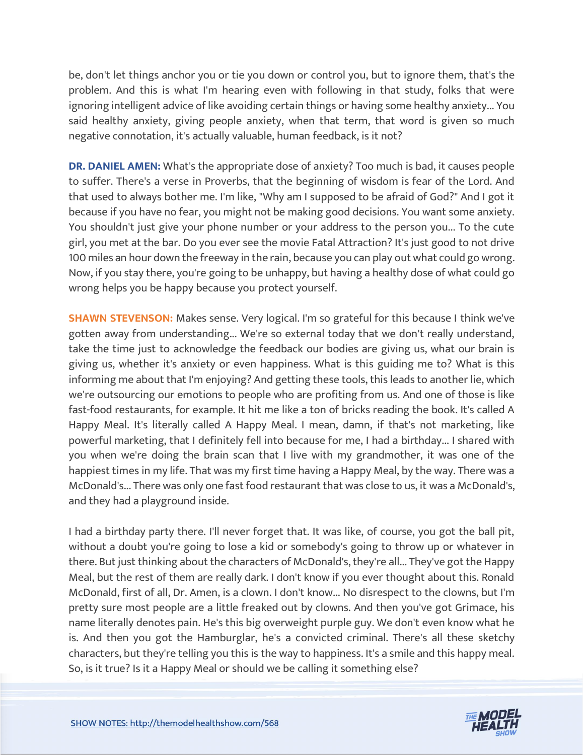be, don't let things anchor you or tie you down or control you, but to ignore them, that's the problem. And this is what I'm hearing even with following in that study, folks that were ignoring intelligent advice of like avoiding certain things or having some healthy anxiety... You said healthy anxiety, giving people anxiety, when that term, that word is given so much negative connotation, it's actually valuable, human feedback, is it not?

**DR. DANIEL AMEN:** What's the appropriate dose of anxiety? Too much is bad, it causes people to suffer. There's a verse in Proverbs, that the beginning of wisdom is fear of the Lord. And that used to always bother me. I'm like, "Why am I supposed to be afraid of God?" And I got it because if you have no fear, you might not be making good decisions. You want some anxiety. You shouldn't just give your phone number or your address to the person you... To the cute girl, you met at the bar. Do you ever see the movie Fatal Attraction? It's just good to not drive 100 miles an hour down the freeway in the rain, because you can play out what could go wrong. Now, if you stay there, you're going to be unhappy, but having a healthy dose of what could go wrong helps you be happy because you protect yourself.

**SHAWN STEVENSON:** Makes sense. Very logical. I'm so grateful for this because I think we've gotten away from understanding... We're so external today that we don't really understand, take the time just to acknowledge the feedback our bodies are giving us, what our brain is giving us, whether it's anxiety or even happiness. What is this guiding me to? What is this informing me about that I'm enjoying? And getting these tools, this leads to another lie, which we're outsourcing our emotions to people who are profiting from us. And one of those is like fast-food restaurants, for example. It hit me like a ton of bricks reading the book. It's called A Happy Meal. It's literally called A Happy Meal. I mean, damn, if that's not marketing, like powerful marketing, that I definitely fell into because for me, I had a birthday... I shared with you when we're doing the brain scan that I live with my grandmother, it was one of the happiest times in my life. That was my first time having a Happy Meal, by the way. There was a McDonald's... There was only one fast food restaurant that was close to us, it was a McDonald's, and they had a playground inside.

I had a birthday party there. I'll never forget that. It was like, of course, you got the ball pit, without a doubt you're going to lose a kid or somebody's going to throw up or whatever in there. But just thinking about the characters of McDonald's, they're all... They've got the Happy Meal, but the rest of them are really dark. I don't know if you ever thought about this. Ronald McDonald, first of all, Dr. Amen, is a clown. I don't know... No disrespect to the clowns, but I'm pretty sure most people are a little freaked out by clowns. And then you've got Grimace, his name literally denotes pain. He's this big overweight purple guy. We don't even know what he is. And then you got the Hamburglar, he's a convicted criminal. There's all these sketchy characters, but they're telling you this is the way to happiness. It's a smile and this happy meal. So, is it true? Is it a Happy Meal or should we be calling it something else?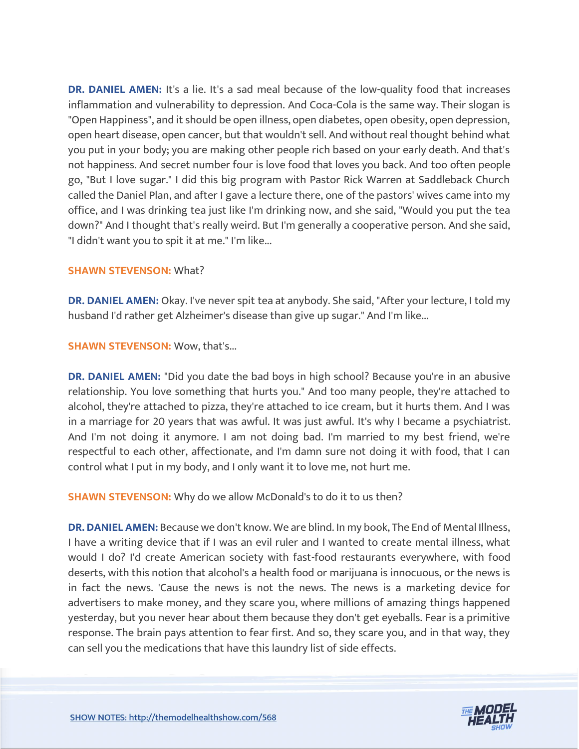**DR. DANIEL AMEN:** It's a lie. It's a sad meal because of the low-quality food that increases inflammation and vulnerability to depression. And Coca-Cola is the same way. Their slogan is "Open Happiness", and it should be open illness, open diabetes, open obesity, open depression, open heart disease, open cancer, but that wouldn't sell. And without real thought behind what you put in your body; you are making other people rich based on your early death. And that's not happiness. And secret number four is love food that loves you back. And too often people go, "But I love sugar." I did this big program with Pastor Rick Warren at Saddleback Church called the Daniel Plan, and after I gave a lecture there, one of the pastors' wives came into my office, and I was drinking tea just like I'm drinking now, and she said, "Would you put the tea down?" And I thought that's really weird. But I'm generally a cooperative person. And she said, "I didn't want you to spit it at me." I'm like...

**SHAWN STEVENSON:** What?

**DR. DANIEL AMEN:** Okay. I've never spit tea at anybody. She said, "After your lecture, I told my husband I'd rather get Alzheimer's disease than give up sugar." And I'm like...

**SHAWN STEVENSON:** Wow, that's...

**DR. DANIEL AMEN:** "Did you date the bad boys in high school? Because you're in an abusive relationship. You love something that hurts you." And too many people, they're attached to alcohol, they're attached to pizza, they're attached to ice cream, but it hurts them. And I was in a marriage for 20 years that was awful. It was just awful. It's why I became a psychiatrist. And I'm not doing it anymore. I am not doing bad. I'm married to my best friend, we're respectful to each other, affectionate, and I'm damn sure not doing it with food, that I can control what I put in my body, and I only want it to love me, not hurt me.

**SHAWN STEVENSON:** Why do we allow McDonald's to do it to us then?

**DR. DANIEL AMEN:** Because we don't know. We are blind. In my book, The End of Mental Illness, I have a writing device that if I was an evil ruler and I wanted to create mental illness, what would I do? I'd create American society with fast-food restaurants everywhere, with food deserts, with this notion that alcohol's a health food or marijuana is innocuous, or the news is in fact the news. 'Cause the news is not the news. The news is a marketing device for advertisers to make money, and they scare you, where millions of amazing things happened yesterday, but you never hear about them because they don't get eyeballs. Fear is a primitive response. The brain pays attention to fear first. And so, they scare you, and in that way, they can sell you the medications that have this laundry list of side effects.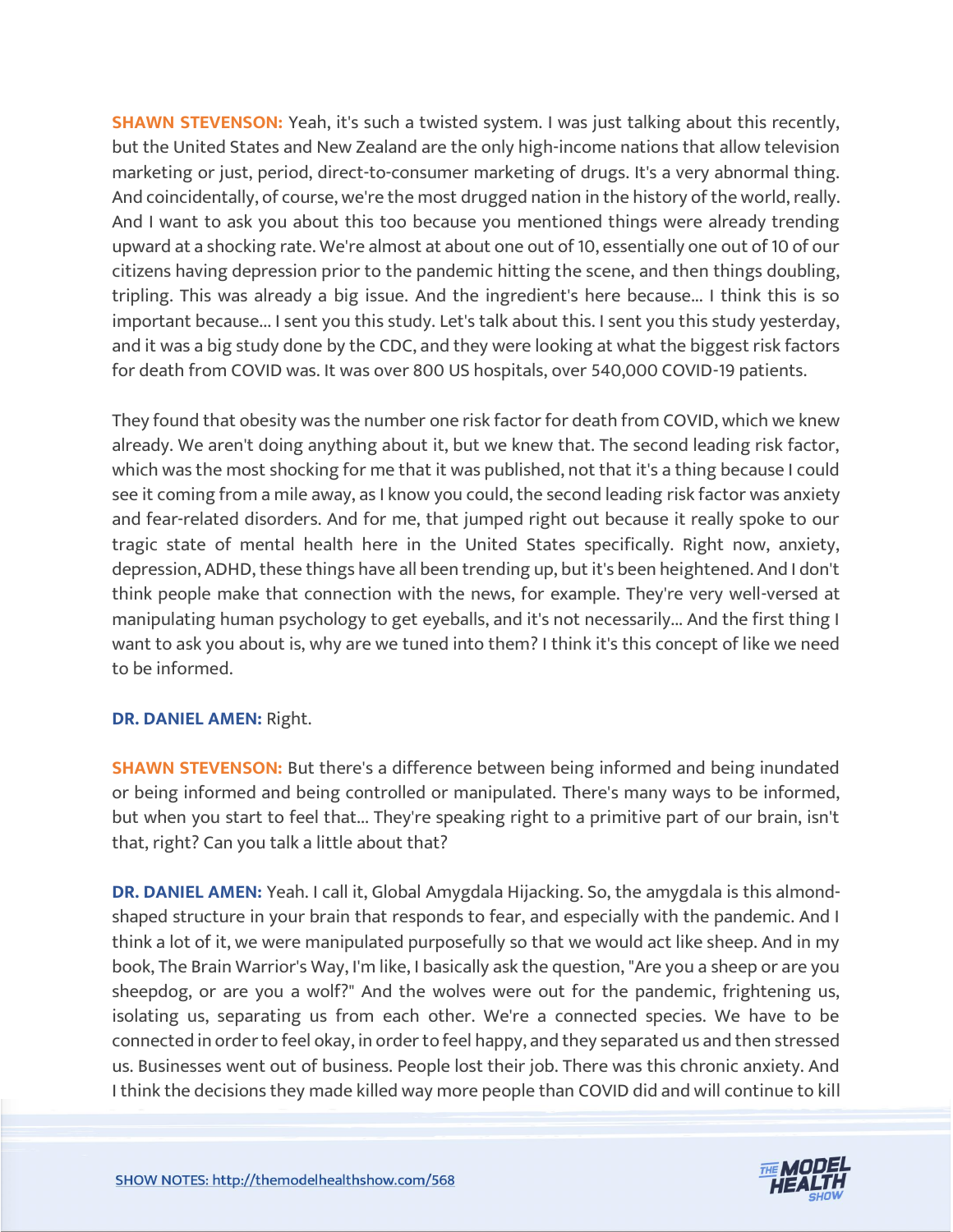**SHAWN STEVENSON:** Yeah, it's such a twisted system. I was just talking about this recently, but the United States and New Zealand are the only high-income nations that allow television marketing or just, period, direct-to-consumer marketing of drugs. It's a very abnormal thing. And coincidentally, of course, we're the most drugged nation in the history of the world, really. And I want to ask you about this too because you mentioned things were already trending upward at a shocking rate. We're almost at about one out of 10, essentially one out of 10 of our citizens having depression prior to the pandemic hitting the scene, and then things doubling, tripling. This was already a big issue. And the ingredient's here because... I think this is so important because... I sent you this study. Let's talk about this. I sent you this study yesterday, and it was a big study done by the CDC, and they were looking at what the biggest risk factors for death from COVID was. It was over 800 US hospitals, over 540,000 COVID-19 patients.

They found that obesity was the number one risk factor for death from COVID, which we knew already. We aren't doing anything about it, but we knew that. The second leading risk factor, which was the most shocking for me that it was published, not that it's a thing because I could see it coming from a mile away, as I know you could, the second leading risk factor was anxiety and fear-related disorders. And for me, that jumped right out because it really spoke to our tragic state of mental health here in the United States specifically. Right now, anxiety, depression, ADHD, these things have all been trending up, but it's been heightened. And I don't think people make that connection with the news, for example. They're very well-versed at manipulating human psychology to get eyeballs, and it's not necessarily... And the first thing I want to ask you about is, why are we tuned into them? I think it's this concept of like we need to be informed.

**DR. DANIEL AMEN:** Right.

**SHAWN STEVENSON:** But there's a difference between being informed and being inundated or being informed and being controlled or manipulated. There's many ways to be informed, but when you start to feel that... They're speaking right to a primitive part of our brain, isn't that, right? Can you talk a little about that?

**DR. DANIEL AMEN:** Yeah. I call it, Global Amygdala Hijacking. So, the amygdala is this almond-shaped structure in your brain that responds to fear, and especially with the pandemic. And I think a lot of it, we were manipulated purposefully so that we would act like sheep. And in my book, The Brain Warrior's Way, I'm like, I basically ask the question, "Are you a sheep or are you sheepdog, or are you a wolf?" And the wolves were out for the pandemic, frightening us, isolating us, separating us from each other. We're a connected species. We have to be connected in order to feel okay, in order to feel happy, and they separated us and then stressed us. Businesses went out of business. People lost their job. There was this chronic anxiety. And I think the decisions they made killed way more people than COVID did and will continue to kill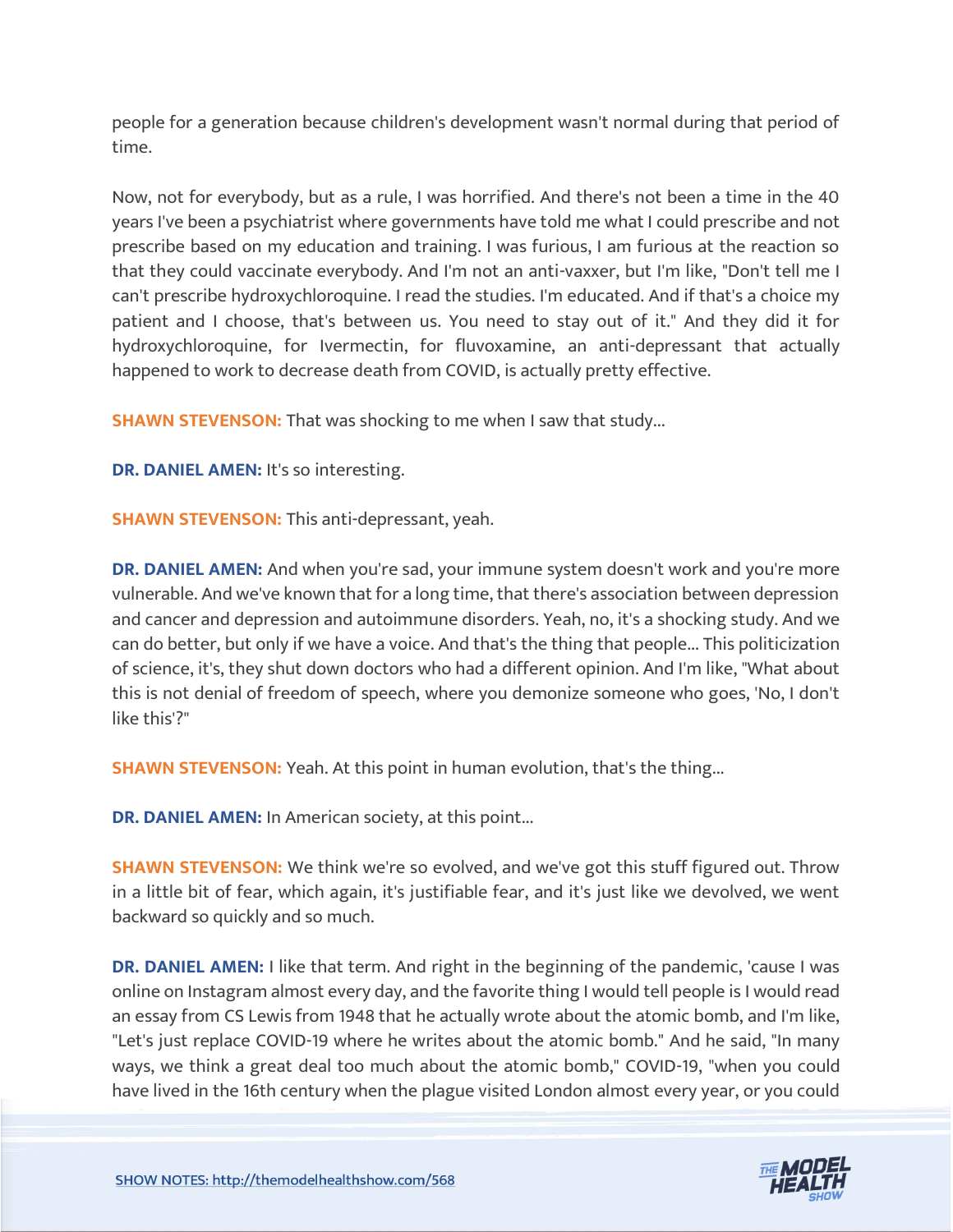people for a generation because children's development wasn't normal during that period of time.

Now, not for everybody, but as a rule, I was horrified. And there's not been a time in the 40 years I've been a psychiatrist where governments have told me what I could prescribe and not prescribe based on my education and training. I was furious, I am furious at the reaction so that they could vaccinate everybody. And I'm not an anti-vaxxer, but I'm like, "Don't tell me I can't prescribe hydroxychloroquine. I read the studies. I'm educated. And if that's a choice my patient and I choose, that's between us. You need to stay out of it." And they did it for hydroxychloroquine, for Ivermectin, for fluvoxamine, an anti-depressant that actually happened to work to decrease death from COVID, is actually pretty effective.

**SHAWN STEVENSON:** That was shocking to me when I saw that study...

**DR. DANIEL AMEN:** It's so interesting.

**SHAWN STEVENSON:** This anti-depressant, yeah.

**DR. DANIEL AMEN:** And when you're sad, your immune system doesn't work and you're more vulnerable. And we've known that for a long time, that there's association between depression and cancer and depression and autoimmune disorders. Yeah, no, it's a shocking study. And we can do better, but only if we have a voice. And that's the thing that people... This politicization of science, it's, they shut down doctors who had a different opinion. And I'm like, "What about this is not denial of freedom of speech, where you demonize someone who goes, 'No, I don't like this'?"

**SHAWN STEVENSON:** Yeah. At this point in human evolution, that's the thing...

**DR. DANIEL AMEN:** In American society, at this point...

**SHAWN STEVENSON:** We think we're so evolved, and we've got this stuff figured out. Throw in a little bit of fear, which again, it's justifiable fear, and it's just like we devolved, we went backward so quickly and so much.

**DR. DANIEL AMEN:** I like that term. And right in the beginning of the pandemic, 'cause I was online on Instagram almost every day, and the favorite thing I would tell people is I would read an essay from CS Lewis from 1948 that he actually wrote about the atomic bomb, and I'm like, "Let's just replace COVID-19 where he writes about the atomic bomb." And he said, "In many ways, we think a great deal too much about the atomic bomb," COVID-19, "when you could have lived in the 16th century when the plague visited London almost every year, or you could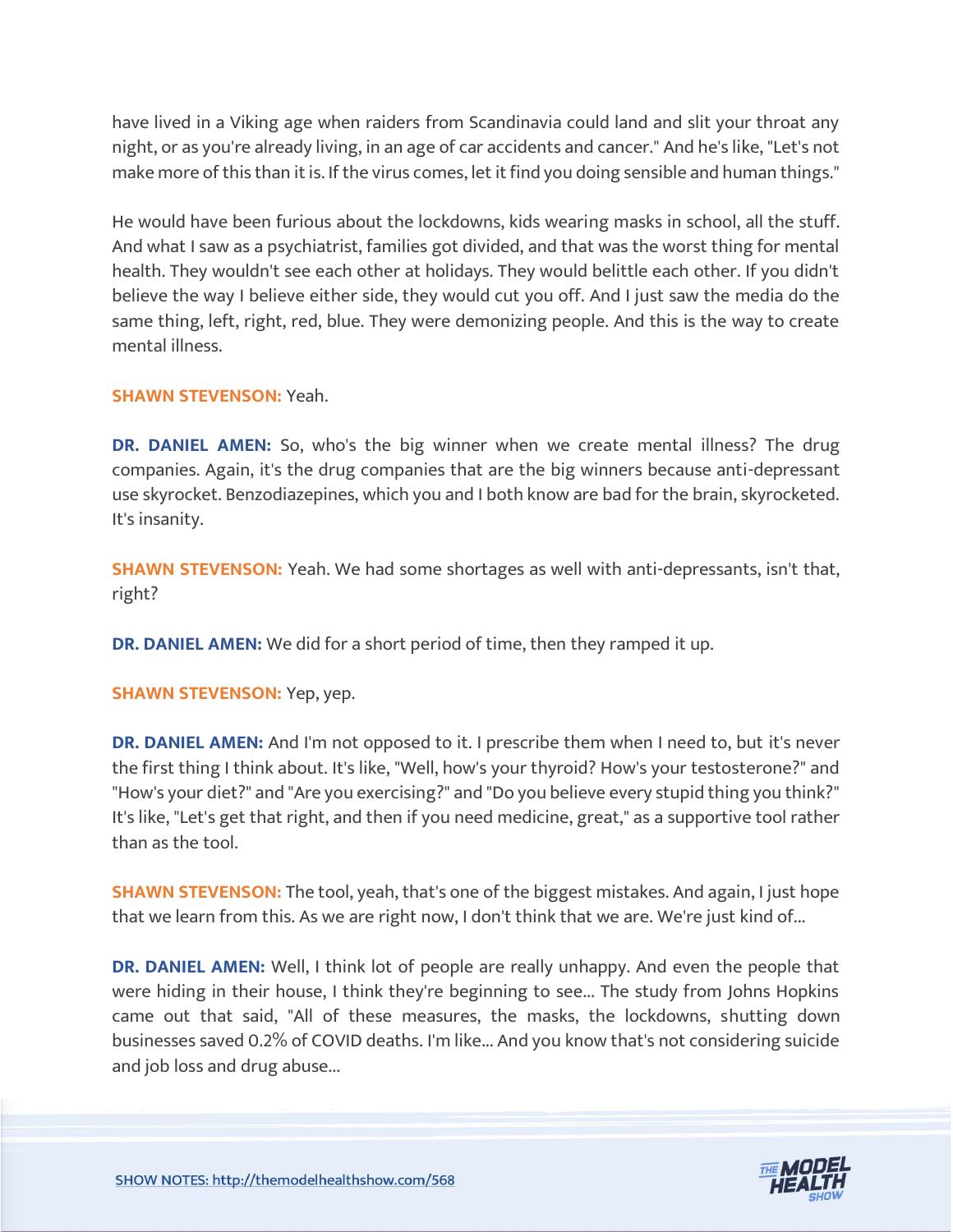have lived in a Viking age when raiders from Scandinavia could land and slit your throat any night, or as you're already living, in an age of car accidents and cancer." And he's like, "Let's not make more of this than it is. If the virus comes, let it find you doing sensible and human things."

He would have been furious about the lockdowns, kids wearing masks in school, all the stuff. And what I saw as a psychiatrist, families got divided, and that was the worst thing for mental health. They wouldn't see each other at holidays. They would belittle each other. If you didn't believe the way I believe either side, they would cut you off. And I just saw the media do the same thing, left, right, red, blue. They were demonizing people. And this is the way to create mental illness.

**SHAWN STEVENSON:** Yeah.

**DR. DANIEL AMEN:** So, who's the big winner when we create mental illness? The drug companies. Again, it's the drug companies that are the big winners because anti-depressant use skyrocket. Benzodiazepines, which you and I both know are bad for the brain, skyrocketed. It's insanity.

**SHAWN STEVENSON:** Yeah. We had some shortages as well with anti-depressants, isn't that, right?

**DR. DANIEL AMEN:** We did for a short period of time, then they ramped it up.

**SHAWN STEVENSON:** Yep, yep.

**DR. DANIEL AMEN:** And I'm not opposed to it. I prescribe them when I need to, but it's never the first thing I think about. It's like, "Well, how's your thyroid? How's your testosterone?" and "How's your diet?" and "Are you exercising?" and "Do you believe every stupid thing you think?" It's like, "Let's get that right, and then if you need medicine, great," as a supportive tool rather than as the tool.

**SHAWN STEVENSON:** The tool, yeah, that's one of the biggest mistakes. And again, I just hope that we learn from this. As we are right now, I don't think that we are. We're just kind of...

**DR. DANIEL AMEN:** Well, I think lot of people are really unhappy. And even the people that were hiding in their house, I think they're beginning to see... The study from Johns Hopkins came out that said, "All of these measures, the masks, the lockdowns, shutting down businesses saved 0.2% of COVID deaths. I'm like... And you know that's not considering suicide and job loss and drug abuse...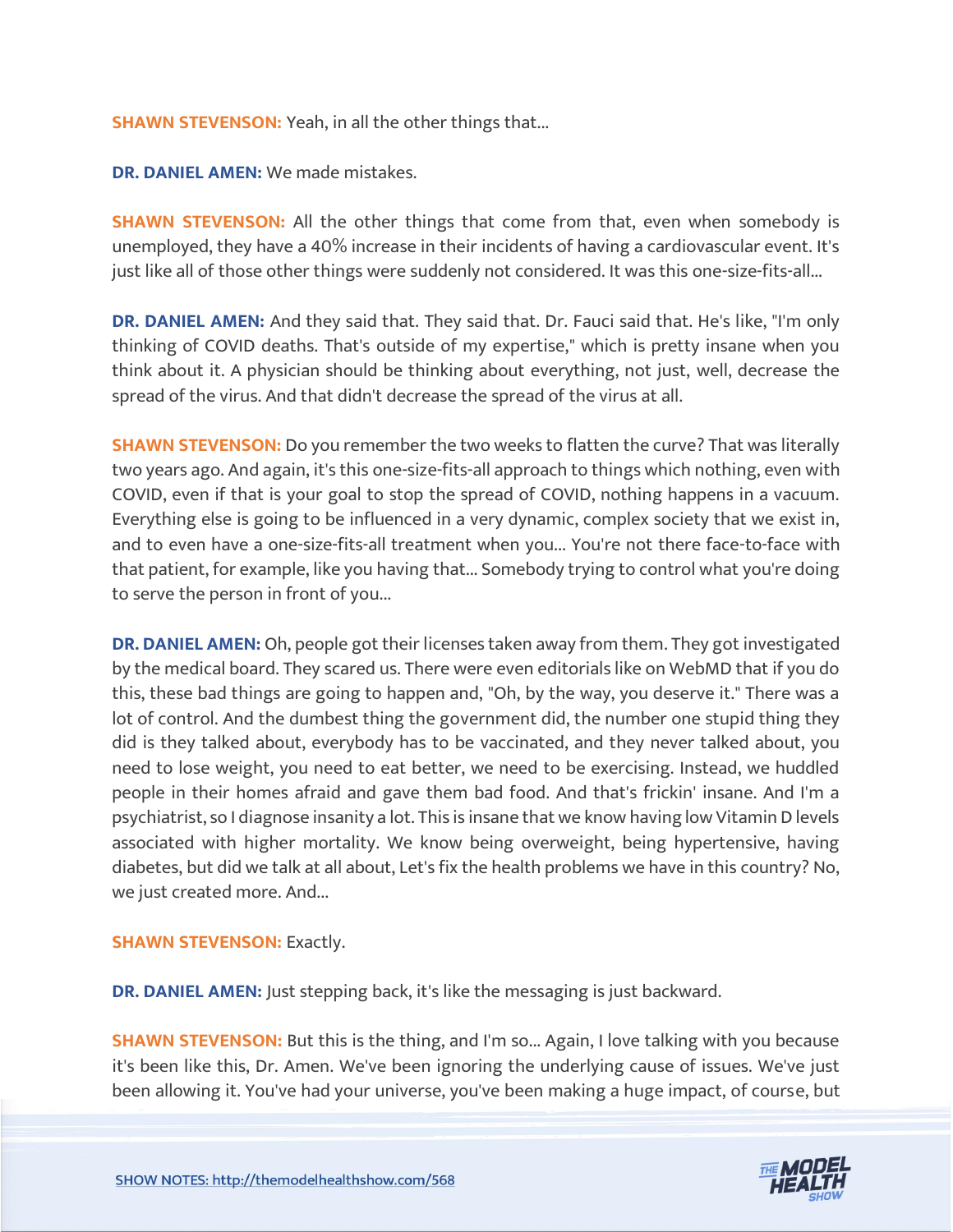**SHAWN STEVENSON:** Yeah, in all the other things that...

**DR. DANIEL AMEN:** We made mistakes.

**SHAWN STEVENSON:** All the other things that come from that, even when somebody is unemployed, they have a 40% increase in their incidents of having a cardiovascular event. It's just like all of those other things were suddenly not considered. It was this one-size-fits-all...

**DR. DANIEL AMEN:** And they said that. They said that. Dr. Fauci said that. He's like, "I'm only thinking of COVID deaths. That's outside of my expertise," which is pretty insane when you think about it. A physician should be thinking about everything, not just, well, decrease the spread of the virus. And that didn't decrease the spread of the virus at all.

**SHAWN STEVENSON:** Do you remember the two weeks to flatten the curve? That was literally two years ago. And again, it's this one-size-fits-all approach to things which nothing, even with COVID, even if that is your goal to stop the spread of COVID, nothing happens in a vacuum. Everything else is going to be influenced in a very dynamic, complex society that we exist in, and to even have a one-size-fits-all treatment when you... You're not there face-to-face with that patient, for example, like you having that... Somebody trying to control what you're doing to serve the person in front of you...

**DR. DANIEL AMEN:** Oh, people got their licenses taken away from them. They got investigated by the medical board. They scared us. There were even editorials like on WebMD that if you do this, these bad things are going to happen and, "Oh, by the way, you deserve it." There was a lot of control. And the dumbest thing the government did, the number one stupid thing they did is they talked about, everybody has to be vaccinated, and they never talked about, you need to lose weight, you need to eat better, we need to be exercising. Instead, we huddled people in their homes afraid and gave them bad food. And that's frickin' insane. And I'm a psychiatrist, so I diagnose insanity a lot. This is insane that we know having low Vitamin D levels associated with higher mortality. We know being overweight, being hypertensive, having diabetes, but did we talk at all about, Let's fix the health problems we have in this country? No, we just created more. And...

**SHAWN STEVENSON:** Exactly.

**DR. DANIEL AMEN:** Just stepping back, it's like the messaging is just backward.

**SHAWN STEVENSON:** But this is the thing, and I'm so... Again, I love talking with you because it's been like this, Dr. Amen. We've been ignoring the underlying cause of issues. We've just been allowing it. You've had your universe, you've been making a huge impact, of course, but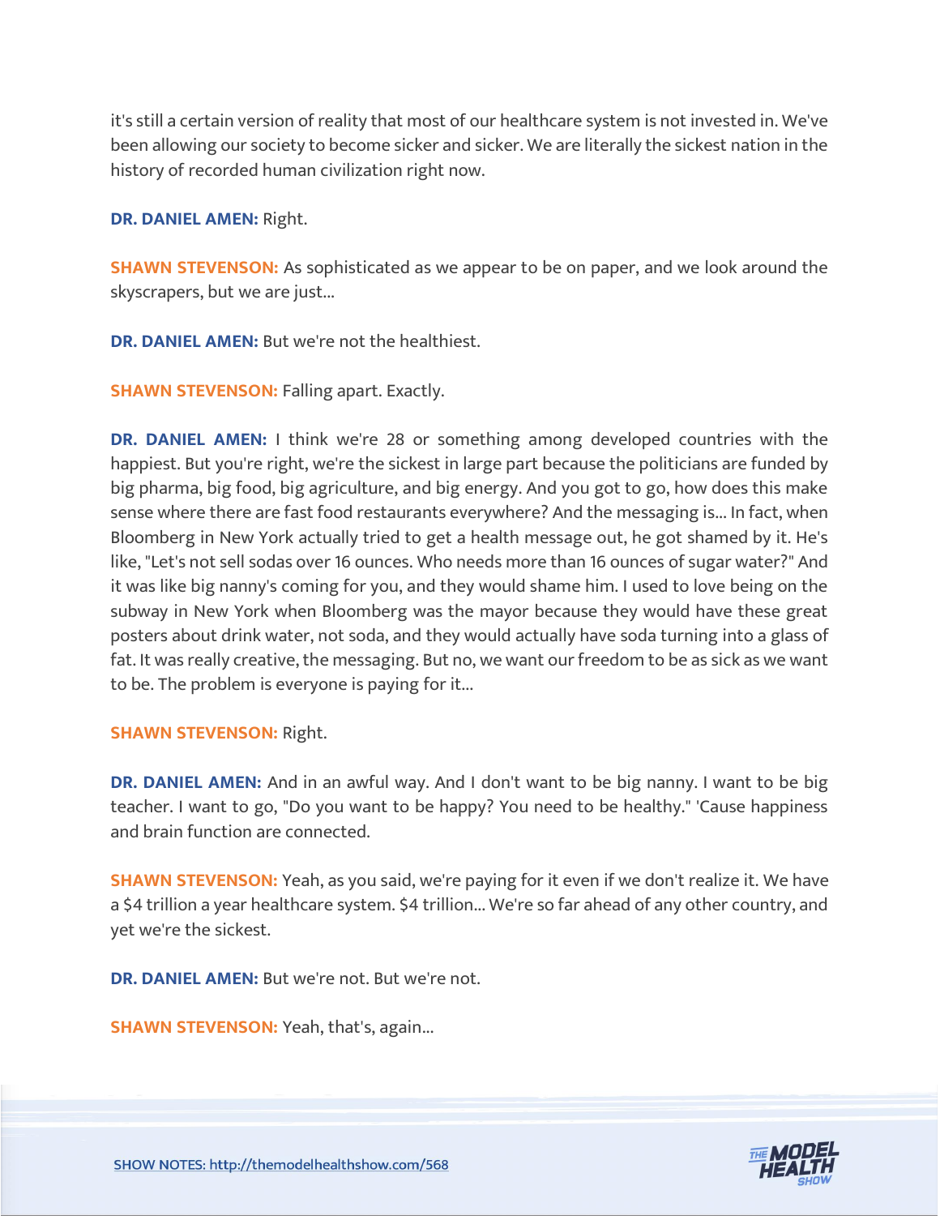it's still a certain version of reality that most of our healthcare system is not invested in. We've been allowing our society to become sicker and sicker. We are literally the sickest nation in the history of recorded human civilization right now.

**DR. DANIEL AMEN:** Right.

**SHAWN STEVENSON:** As sophisticated as we appear to be on paper, and we look around the skyscrapers, but we are just...

**DR. DANIEL AMEN:** But we're not the healthiest.

**SHAWN STEVENSON:** Falling apart. Exactly.

**DR. DANIEL AMEN:** I think we're 28 or something among developed countries with the happiest. But you're right, we're the sickest in large part because the politicians are funded by big pharma, big food, big agriculture, and big energy. And you got to go, how does this make sense where there are fast food restaurants everywhere? And the messaging is... In fact, when Bloomberg in New York actually tried to get a health message out, he got shamed by it. He's like, "Let's not sell sodas over 16 ounces. Who needs more than 16 ounces of sugar water?" And it was like big nanny's coming for you, and they would shame him. I used to love being on the subway in New York when Bloomberg was the mayor because they would have these great posters about drink water, not soda, and they would actually have soda turning into a glass of fat. It was really creative, the messaging. But no, we want our freedom to be as sick as we want to be. The problem is everyone is paying for it...

**SHAWN STEVENSON:** Right.

**DR. DANIEL AMEN:** And in an awful way. And I don't want to be big nanny. I want to be big teacher. I want to go, "Do you want to be happy? You need to be healthy." 'Cause happiness and brain function are connected.

**SHAWN STEVENSON:** Yeah, as you said, we're paying for it even if we don't realize it. We have a $4 trillion a year healthcare system. $4 trillion... We're so far ahead of any other country, and yet we're the sickest.

**DR. DANIEL AMEN:** But we're not. But we're not.

**SHAWN STEVENSON:** Yeah, that's, again...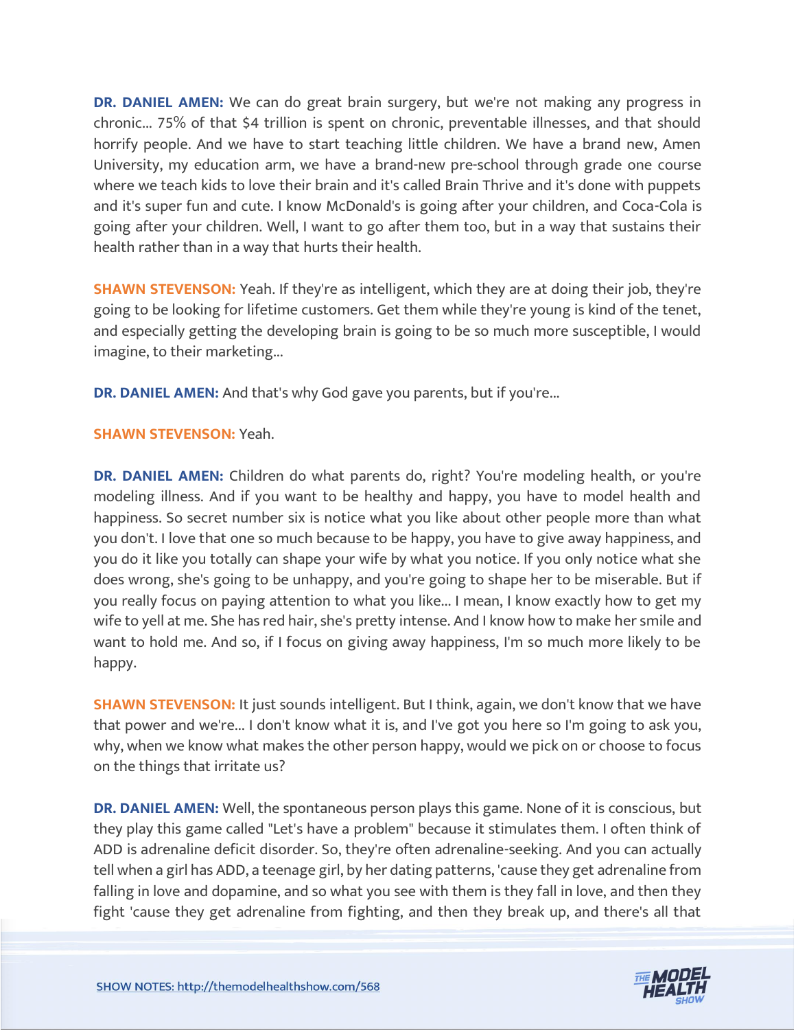**DR. DANIEL AMEN:** We can do great brain surgery, but we're not making any progress in chronic... 75% of that $4 trillion is spent on chronic, preventable illnesses, and that should horrify people. And we have to start teaching little children. We have a brand new, Amen University, my education arm, we have a brand-new pre-school through grade one course where we teach kids to love their brain and it's called Brain Thrive and it's done with puppets and it's super fun and cute. I know McDonald's is going after your children, and Coca-Cola is going after your children. Well, I want to go after them too, but in a way that sustains their health rather than in a way that hurts their health.

**SHAWN STEVENSON:** Yeah. If they're as intelligent, which they are at doing their job, they're going to be looking for lifetime customers. Get them while they're young is kind of the tenet, and especially getting the developing brain is going to be so much more susceptible, I would imagine, to their marketing...

**DR. DANIEL AMEN:** And that's why God gave you parents, but if you're...

**SHAWN STEVENSON:** Yeah.

**DR. DANIEL AMEN:** Children do what parents do, right? You're modeling health, or you're modeling illness. And if you want to be healthy and happy, you have to model health and happiness. So secret number six is notice what you like about other people more than what you don't. I love that one so much because to be happy, you have to give away happiness, and you do it like you totally can shape your wife by what you notice. If you only notice what she does wrong, she's going to be unhappy, and you're going to shape her to be miserable. But if you really focus on paying attention to what you like... I mean, I know exactly how to get my wife to yell at me. She has red hair, she's pretty intense. And I know how to make her smile and want to hold me. And so, if I focus on giving away happiness, I'm so much more likely to be happy.

**SHAWN STEVENSON:** It just sounds intelligent. But I think, again, we don't know that we have that power and we're... I don't know what it is, and I've got you here so I'm going to ask you, why, when we know what makes the other person happy, would we pick on or choose to focus on the things that irritate us?

**DR. DANIEL AMEN:** Well, the spontaneous person plays this game. None of it is conscious, but they play this game called "Let's have a problem" because it stimulates them. I often think of ADD is adrenaline deficit disorder. So, they're often adrenaline-seeking. And you can actually tell when a girl has ADD, a teenage girl, by her dating patterns, 'cause they get adrenaline from falling in love and dopamine, and so what you see with them is they fall in love, and then they fight 'cause they get adrenaline from fighting, and then they break up, and there's all that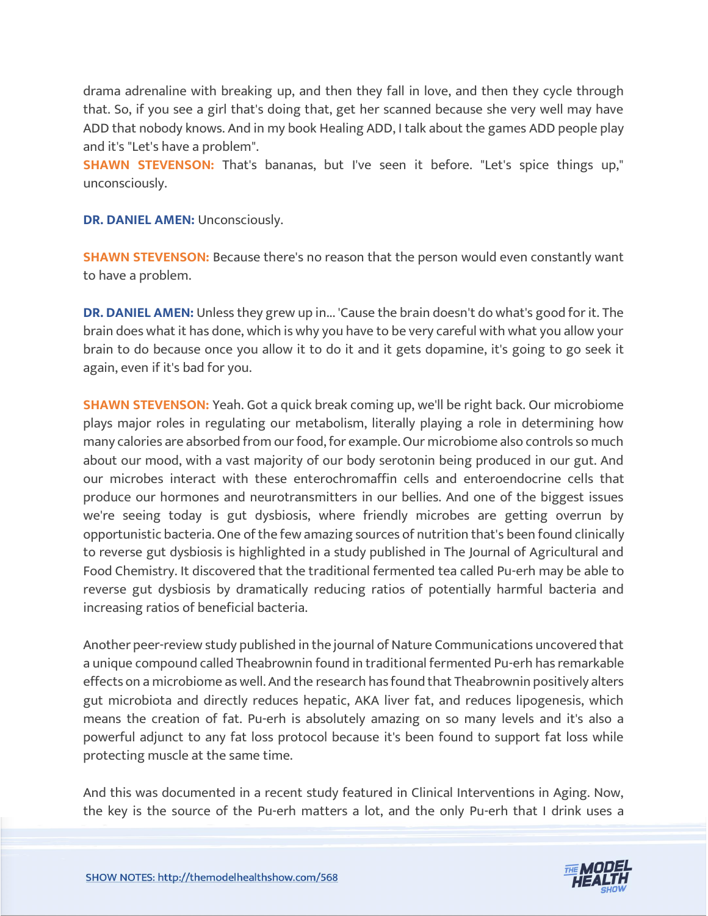drama adrenaline with breaking up, and then they fall in love, and then they cycle through that. So, if you see a girl that's doing that, get her scanned because she very well may have ADD that nobody knows. And in my book Healing ADD, I talk about the games ADD people play and it's "Let's have a problem".

**SHAWN STEVENSON:** That's bananas, but I've seen it before. "Let's spice things up," unconsciously.

**DR. DANIEL AMEN:** Unconsciously.

**SHAWN STEVENSON:** Because there's no reason that the person would even constantly want to have a problem.

**DR. DANIEL AMEN:** Unless they grew up in... 'Cause the brain doesn't do what's good for it. The brain does what it has done, which is why you have to be very careful with what you allow your brain to do because once you allow it to do it and it gets dopamine, it's going to go seek it again, even if it's bad for you.

**SHAWN STEVENSON:** Yeah. Got a quick break coming up, we'll be right back. Our microbiome plays major roles in regulating our metabolism, literally playing a role in determining how many calories are absorbed from our food, for example. Our microbiome also controls so much about our mood, with a vast majority of our body serotonin being produced in our gut. And our microbes interact with these enterochromaffin cells and enteroendocrine cells that produce our hormones and neurotransmitters in our bellies. And one of the biggest issues we're seeing today is gut dysbiosis, where friendly microbes are getting overrun by opportunistic bacteria. One of the few amazing sources of nutrition that's been found clinically to reverse gut dysbiosis is highlighted in a study published in The Journal of Agricultural and Food Chemistry. It discovered that the traditional fermented tea called Pu-erh may be able to reverse gut dysbiosis by dramatically reducing ratios of potentially harmful bacteria and increasing ratios of beneficial bacteria.

Another peer-review study published in the journal of Nature Communications uncovered that a unique compound called Theabrownin found in traditional fermented Pu-erh has remarkable effects on a microbiome as well. And the research has found that Theabrownin positively alters gut microbiota and directly reduces hepatic, AKA liver fat, and reduces lipogenesis, which means the creation of fat. Pu-erh is absolutely amazing on so many levels and it's also a powerful adjunct to any fat loss protocol because it's been found to support fat loss while protecting muscle at the same time.

And this was documented in a recent study featured in Clinical Interventions in Aging. Now, the key is the source of the Pu-erh matters a lot, and the only Pu-erh that I drink uses a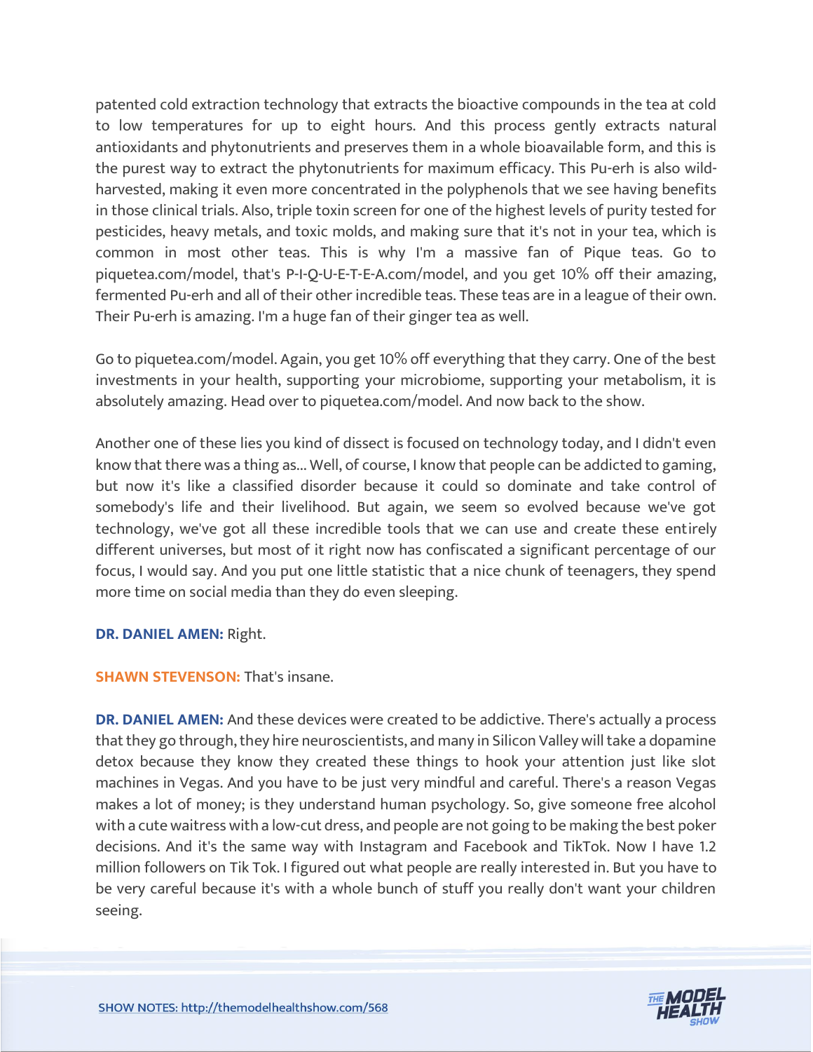patented cold extraction technology that extracts the bioactive compounds in the tea at cold to low temperatures for up to eight hours. And this process gently extracts natural antioxidants and phytonutrients and preserves them in a whole bioavailable form, and this is the purest way to extract the phytonutrients for maximum efficacy. This Pu-erh is also wild-harvested, making it even more concentrated in the polyphenols that we see having benefits in those clinical trials. Also, triple toxin screen for one of the highest levels of purity tested for pesticides, heavy metals, and toxic molds, and making sure that it's not in your tea, which is common in most other teas. This is why I'm a massive fan of Pique teas. Go to piquetea.com/model, that's P-I-Q-U-E-T-E-A.com/model, and you get 10% off their amazing, fermented Pu-erh and all of their other incredible teas. These teas are in a league of their own. Their Pu-erh is amazing. I'm a huge fan of their ginger tea as well.

Go to piquetea.com/model. Again, you get 10% off everything that they carry. One of the best investments in your health, supporting your microbiome, supporting your metabolism, it is absolutely amazing. Head over to piquetea.com/model. And now back to the show.

Another one of these lies you kind of dissect is focused on technology today, and I didn't even know that there was a thing as... Well, of course, I know that people can be addicted to gaming, but now it's like a classified disorder because it could so dominate and take control of somebody's life and their livelihood. But again, we seem so evolved because we've got technology, we've got all these incredible tools that we can use and create these entirely different universes, but most of it right now has confiscated a significant percentage of our focus, I would say. And you put one little statistic that a nice chunk of teenagers, they spend more time on social media than they do even sleeping.

**DR. DANIEL AMEN:** Right.

**SHAWN STEVENSON:** That's insane.

**DR. DANIEL AMEN:** And these devices were created to be addictive. There's actually a process that they go through, they hire neuroscientists, and many in Silicon Valley will take a dopamine detox because they know they created these things to hook your attention just like slot machines in Vegas. And you have to be just very mindful and careful. There's a reason Vegas makes a lot of money; is they understand human psychology. So, give someone free alcohol with a cute waitress with a low-cut dress, and people are not going to be making the best poker decisions. And it's the same way with Instagram and Facebook and TikTok. Now I have 1.2 million followers on Tik Tok. I figured out what people are really interested in. But you have to be very careful because it's with a whole bunch of stuff you really don't want your children seeing.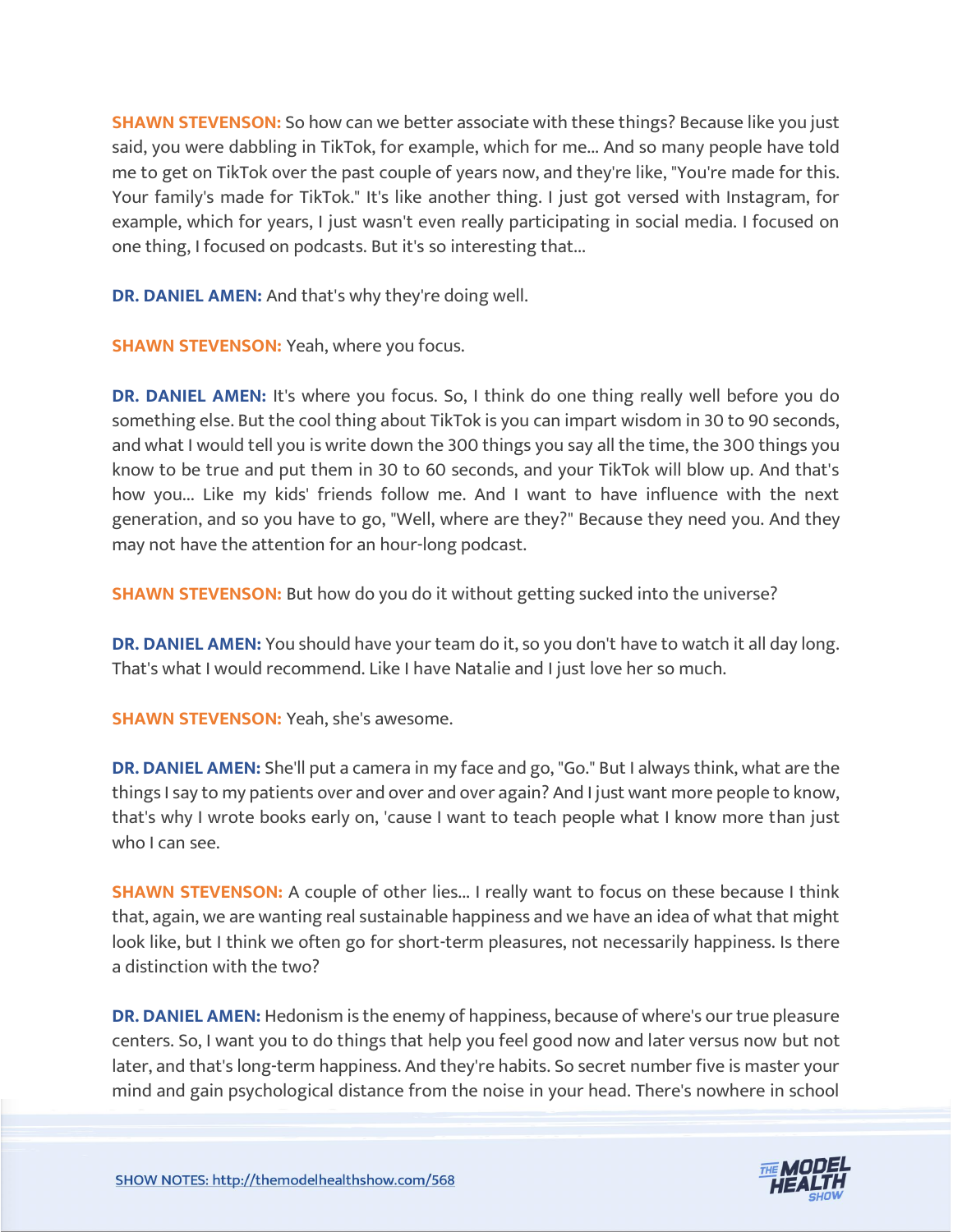**SHAWN STEVENSON:** So how can we better associate with these things? Because like you just said, you were dabbling in TikTok, for example, which for me... And so many people have told me to get on TikTok over the past couple of years now, and they're like, "You're made for this. Your family's made for TikTok." It's like another thing. I just got versed with Instagram, for example, which for years, I just wasn't even really participating in social media. I focused on one thing, I focused on podcasts. But it's so interesting that...

**DR. DANIEL AMEN:** And that's why they're doing well.

**SHAWN STEVENSON:** Yeah, where you focus.

**DR. DANIEL AMEN:** It's where you focus. So, I think do one thing really well before you do something else. But the cool thing about TikTok is you can impart wisdom in 30 to 90 seconds, and what I would tell you is write down the 300 things you say all the time, the 300 things you know to be true and put them in 30 to 60 seconds, and your TikTok will blow up. And that's how you... Like my kids' friends follow me. And I want to have influence with the next generation, and so you have to go, "Well, where are they?" Because they need you. And they may not have the attention for an hour-long podcast.

**SHAWN STEVENSON:** But how do you do it without getting sucked into the universe?

**DR. DANIEL AMEN:** You should have your team do it, so you don't have to watch it all day long. That's what I would recommend. Like I have Natalie and I just love her so much.

**SHAWN STEVENSON:** Yeah, she's awesome.

**DR. DANIEL AMEN:** She'll put a camera in my face and go, "Go." But I always think, what are the things I say to my patients over and over and over again? And I just want more people to know, that's why I wrote books early on, 'cause I want to teach people what I know more than just who I can see.

**SHAWN STEVENSON:** A couple of other lies... I really want to focus on these because I think that, again, we are wanting real sustainable happiness and we have an idea of what that might look like, but I think we often go for short-term pleasures, not necessarily happiness. Is there a distinction with the two?

**DR. DANIEL AMEN:** Hedonism is the enemy of happiness, because of where's our true pleasure centers. So, I want you to do things that help you feel good now and later versus now but not later, and that's long-term happiness. And they're habits. So secret number five is master your mind and gain psychological distance from the noise in your head. There's nowhere in school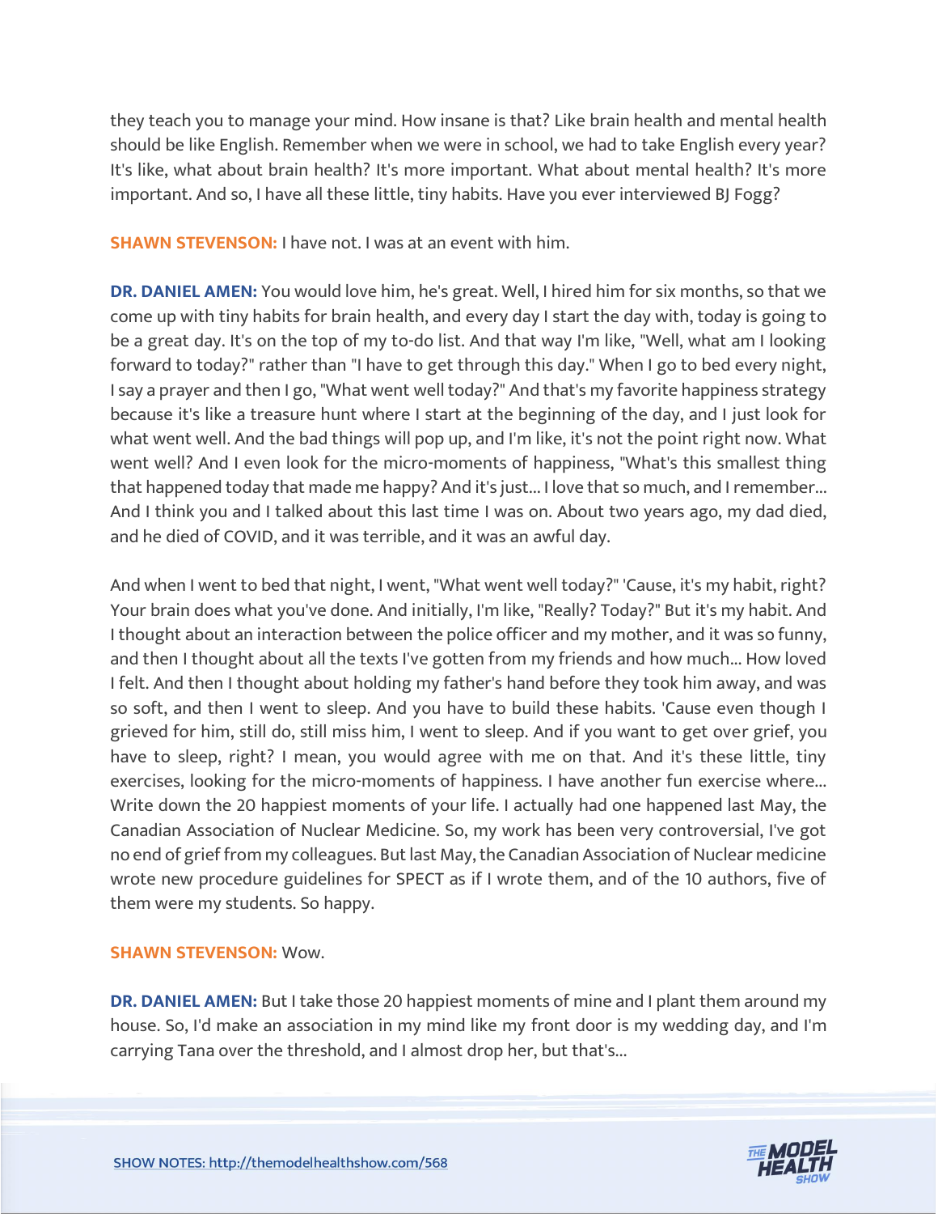they teach you to manage your mind. How insane is that? Like brain health and mental health should be like English. Remember when we were in school, we had to take English every year? It's like, what about brain health? It's more important. What about mental health? It's more important. And so, I have all these little, tiny habits. Have you ever interviewed BJ Fogg?

**SHAWN STEVENSON:** I have not. I was at an event with him.

**DR. DANIEL AMEN:** You would love him, he's great. Well, I hired him for six months, so that we come up with tiny habits for brain health, and every day I start the day with, today is going to be a great day. It's on the top of my to-do list. And that way I'm like, "Well, what am I looking forward to today?" rather than "I have to get through this day." When I go to bed every night, I say a prayer and then I go, "What went well today?" And that's my favorite happiness strategy because it's like a treasure hunt where I start at the beginning of the day, and I just look for what went well. And the bad things will pop up, and I'm like, it's not the point right now. What went well? And I even look for the micro-moments of happiness, "What's this smallest thing that happened today that made me happy? And it's just... I love that so much, and I remember... And I think you and I talked about this last time I was on. About two years ago, my dad died, and he died of COVID, and it was terrible, and it was an awful day.

And when I went to bed that night, I went, "What went well today?" 'Cause, it's my habit, right? Your brain does what you've done. And initially, I'm like, "Really? Today?" But it's my habit. And I thought about an interaction between the police officer and my mother, and it was so funny, and then I thought about all the texts I've gotten from my friends and how much... How loved I felt. And then I thought about holding my father's hand before they took him away, and was so soft, and then I went to sleep. And you have to build these habits. 'Cause even though I grieved for him, still do, still miss him, I went to sleep. And if you want to get over grief, you have to sleep, right? I mean, you would agree with me on that. And it's these little, tiny exercises, looking for the micro-moments of happiness. I have another fun exercise where... Write down the 20 happiest moments of your life. I actually had one happened last May, the Canadian Association of Nuclear Medicine. So, my work has been very controversial, I've got no end of grief from my colleagues. But last May, the Canadian Association of Nuclear medicine wrote new procedure guidelines for SPECT as if I wrote them, and of the 10 authors, five of them were my students. So happy.

**SHAWN STEVENSON:** Wow.

**DR. DANIEL AMEN:** But I take those 20 happiest moments of mine and I plant them around my house. So, I'd make an association in my mind like my front door is my wedding day, and I'm carrying Tana over the threshold, and I almost drop her, but that's...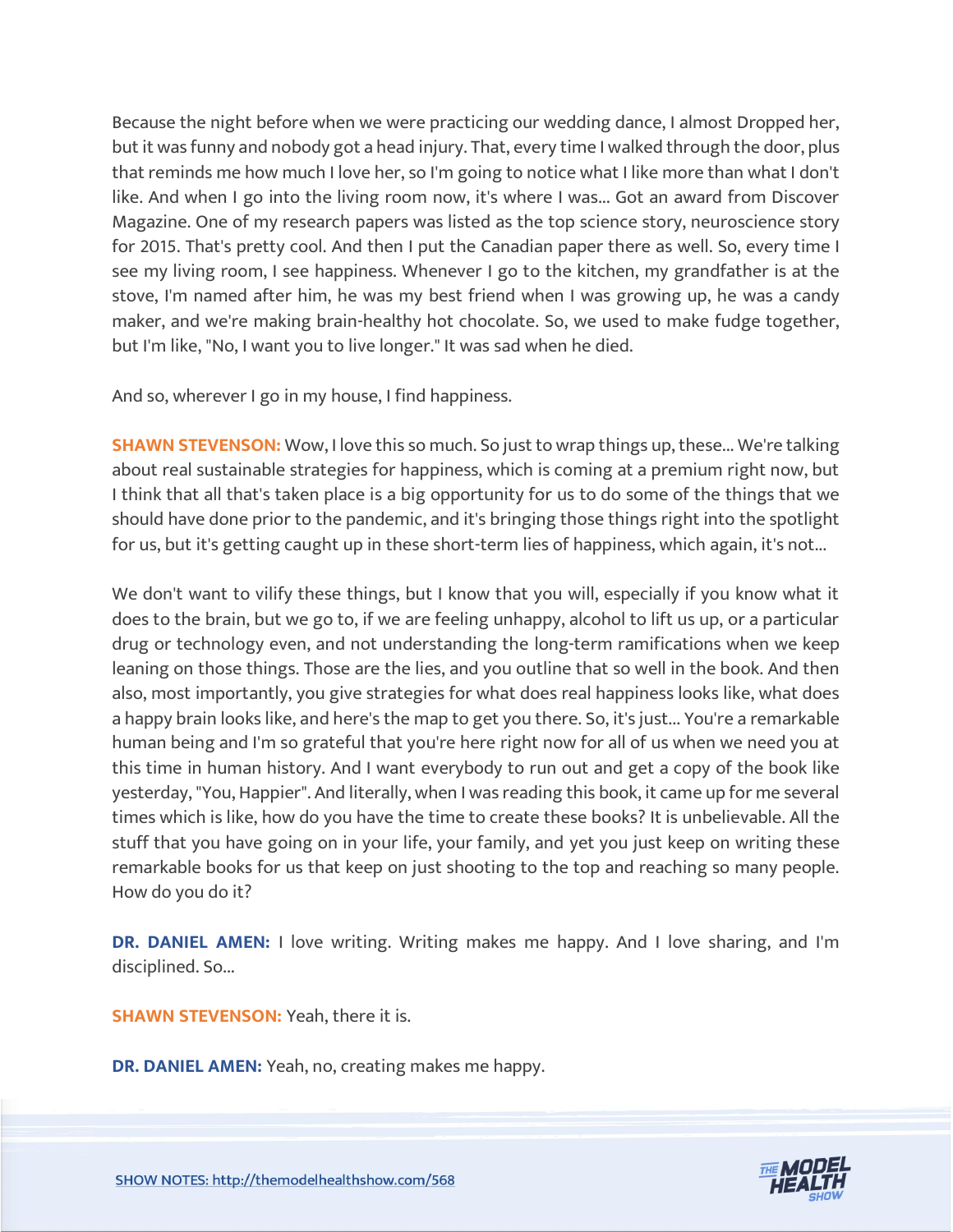Because the night before when we were practicing our wedding dance, I almost Dropped her, but it was funny and nobody got a head injury. That, every time I walked through the door, plus that reminds me how much I love her, so I'm going to notice what I like more than what I don't like. And when I go into the living room now, it's where I was... Got an award from Discover Magazine. One of my research papers was listed as the top science story, neuroscience story for 2015. That's pretty cool. And then I put the Canadian paper there as well. So, every time I see my living room, I see happiness. Whenever I go to the kitchen, my grandfather is at the stove, I'm named after him, he was my best friend when I was growing up, he was a candy maker, and we're making brain-healthy hot chocolate. So, we used to make fudge together, but I'm like, "No, I want you to live longer." It was sad when he died.

And so, wherever I go in my house, I find happiness.

**SHAWN STEVENSON:** Wow, I love this so much. So just to wrap things up, these... We're talking about real sustainable strategies for happiness, which is coming at a premium right now, but I think that all that's taken place is a big opportunity for us to do some of the things that we should have done prior to the pandemic, and it's bringing those things right into the spotlight for us, but it's getting caught up in these short-term lies of happiness, which again, it's not...

We don't want to vilify these things, but I know that you will, especially if you know what it does to the brain, but we go to, if we are feeling unhappy, alcohol to lift us up, or a particular drug or technology even, and not understanding the long-term ramifications when we keep leaning on those things. Those are the lies, and you outline that so well in the book. And then also, most importantly, you give strategies for what does real happiness looks like, what does a happy brain looks like, and here's the map to get you there. So, it's just... You're a remarkable human being and I'm so grateful that you're here right now for all of us when we need you at this time in human history. And I want everybody to run out and get a copy of the book like yesterday, "You, Happier". And literally, when I was reading this book, it came up for me several times which is like, how do you have the time to create these books? It is unbelievable. All the stuff that you have going on in your life, your family, and yet you just keep on writing these remarkable books for us that keep on just shooting to the top and reaching so many people. How do you do it?

**DR. DANIEL AMEN:** I love writing. Writing makes me happy. And I love sharing, and I'm disciplined. So...

**SHAWN STEVENSON:** Yeah, there it is.

**DR. DANIEL AMEN:** Yeah, no, creating makes me happy.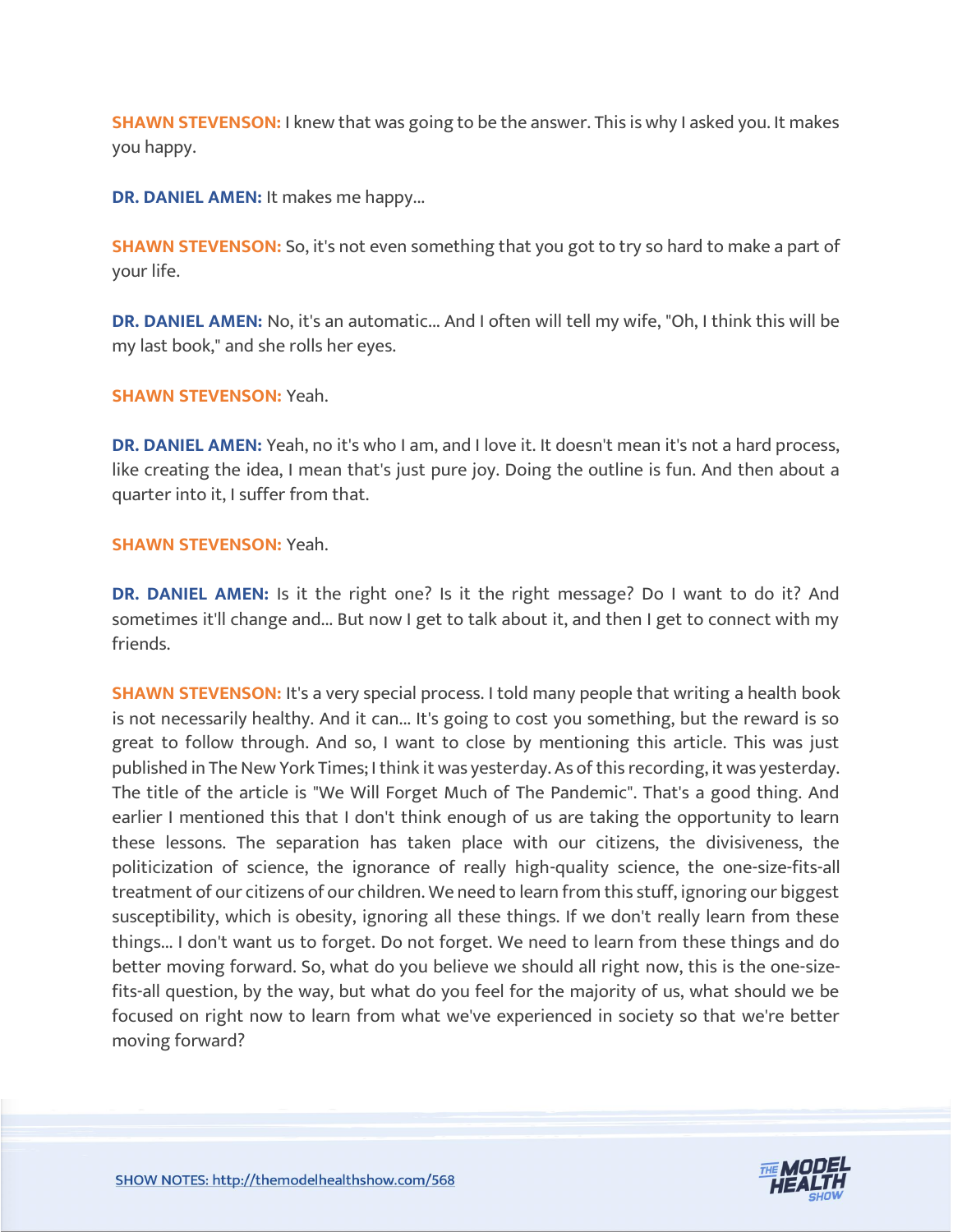**SHAWN STEVENSON:** I knew that was going to be the answer. This is why I asked you. It makes you happy.

**DR. DANIEL AMEN:** It makes me happy...

**SHAWN STEVENSON:** So, it's not even something that you got to try so hard to make a part of your life.

**DR. DANIEL AMEN:** No, it's an automatic... And I often will tell my wife, "Oh, I think this will be my last book," and she rolls her eyes.

**SHAWN STEVENSON:** Yeah.

**DR. DANIEL AMEN:** Yeah, no it's who I am, and I love it. It doesn't mean it's not a hard process, like creating the idea, I mean that's just pure joy. Doing the outline is fun. And then about a quarter into it, I suffer from that.

**SHAWN STEVENSON:** Yeah.

**DR. DANIEL AMEN:** Is it the right one? Is it the right message? Do I want to do it? And sometimes it'll change and... But now I get to talk about it, and then I get to connect with my friends.

**SHAWN STEVENSON:** It's a very special process. I told many people that writing a health book is not necessarily healthy. And it can... It's going to cost you something, but the reward is so great to follow through. And so, I want to close by mentioning this article. This was just published in The New York Times; I think it was yesterday. As of this recording, it was yesterday. The title of the article is "We Will Forget Much of The Pandemic". That's a good thing. And earlier I mentioned this that I don't think enough of us are taking the opportunity to learn these lessons. The separation has taken place with our citizens, the divisiveness, the politicization of science, the ignorance of really high-quality science, the one-size-fits-all treatment of our citizens of our children. We need to learn from this stuff, ignoring our biggest susceptibility, which is obesity, ignoring all these things. If we don't really learn from these things... I don't want us to forget. Do not forget. We need to learn from these things and do better moving forward. So, what do you believe we should all right now, this is the one-size-fits-all question, by the way, but what do you feel for the majority of us, what should we be focused on right now to learn from what we've experienced in society so that we're better moving forward?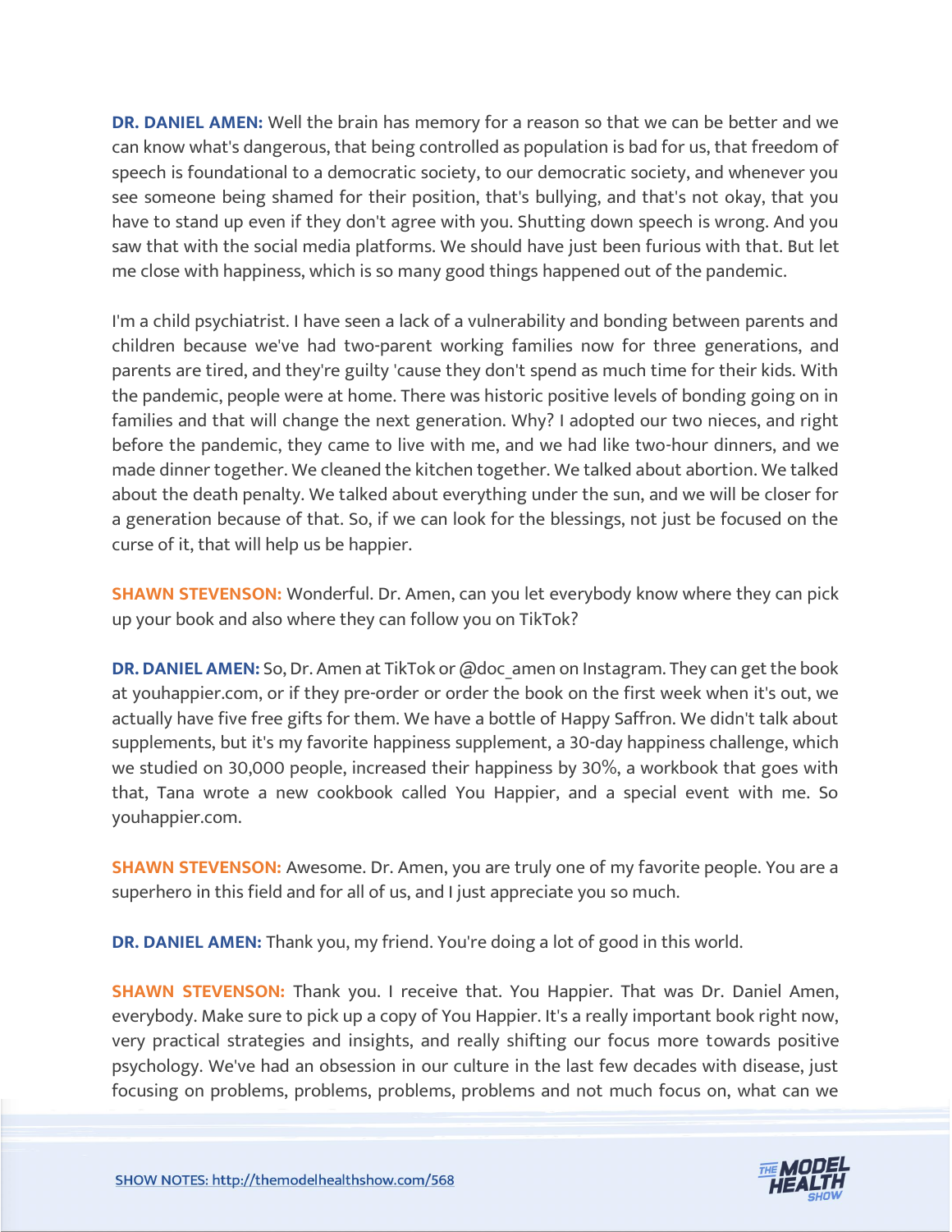**DR. DANIEL AMEN:** Well the brain has memory for a reason so that we can be better and we can know what's dangerous, that being controlled as population is bad for us, that freedom of speech is foundational to a democratic society, to our democratic society, and whenever you see someone being shamed for their position, that's bullying, and that's not okay, that you have to stand up even if they don't agree with you. Shutting down speech is wrong. And you saw that with the social media platforms. We should have just been furious with that. But let me close with happiness, which is so many good things happened out of the pandemic.

I'm a child psychiatrist. I have seen a lack of a vulnerability and bonding between parents and children because we've had two-parent working families now for three generations, and parents are tired, and they're guilty 'cause they don't spend as much time for their kids. With the pandemic, people were at home. There was historic positive levels of bonding going on in families and that will change the next generation. Why? I adopted our two nieces, and right before the pandemic, they came to live with me, and we had like two-hour dinners, and we made dinner together. We cleaned the kitchen together. We talked about abortion. We talked about the death penalty. We talked about everything under the sun, and we will be closer for a generation because of that. So, if we can look for the blessings, not just be focused on the curse of it, that will help us be happier.

**SHAWN STEVENSON:** Wonderful. Dr. Amen, can you let everybody know where they can pick up your book and also where they can follow you on TikTok?

**DR. DANIEL AMEN:** So, Dr. Amen at TikTok or @doc_amen on Instagram. They can get the book at youhappier.com, or if they pre-order or order the book on the first week when it's out, we actually have five free gifts for them. We have a bottle of Happy Saffron. We didn't talk about supplements, but it's my favorite happiness supplement, a 30-day happiness challenge, which we studied on 30,000 people, increased their happiness by 30%, a workbook that goes with that, Tana wrote a new cookbook called You Happier, and a special event with me. So youhappier.com.

**SHAWN STEVENSON:** Awesome. Dr. Amen, you are truly one of my favorite people. You are a superhero in this field and for all of us, and I just appreciate you so much.

**DR. DANIEL AMEN:** Thank you, my friend. You're doing a lot of good in this world.

**SHAWN STEVENSON:** Thank you. I receive that. You Happier. That was Dr. Daniel Amen, everybody. Make sure to pick up a copy of You Happier. It's a really important book right now, very practical strategies and insights, and really shifting our focus more towards positive psychology. We've had an obsession in our culture in the last few decades with disease, just focusing on problems, problems, problems, problems and not much focus on, what can we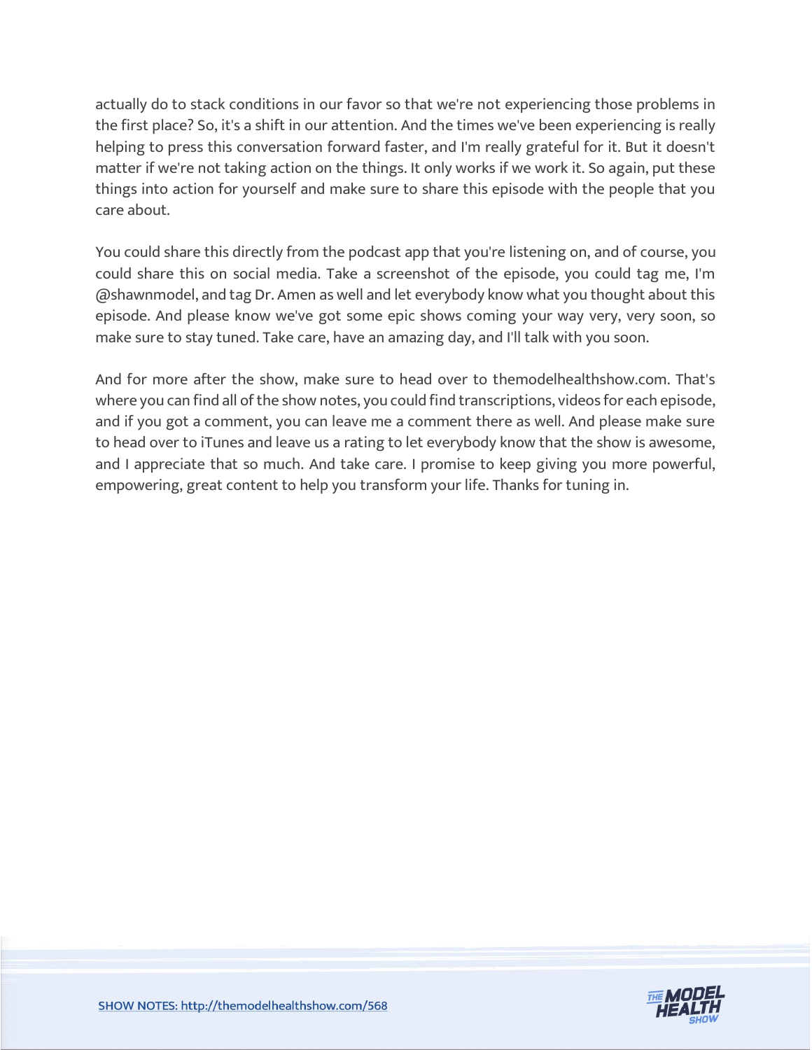actually do to stack conditions in our favor so that we're not experiencing those problems in the first place? So, it's a shift in our attention. And the times we've been experiencing is really helping to press this conversation forward faster, and I'm really grateful for it. But it doesn't matter if we're not taking action on the things. It only works if we work it. So again, put these things into action for yourself and make sure to share this episode with the people that you care about.

You could share this directly from the podcast app that you're listening on, and of course, you could share this on social media. Take a screenshot of the episode, you could tag me, I'm @shawnmodel, and tag Dr. Amen as well and let everybody know what you thought about this episode. And please know we've got some epic shows coming your way very, very soon, so make sure to stay tuned. Take care, have an amazing day, and I'll talk with you soon.

And for more after the show, make sure to head over to themodelhealthshow.com. That's where you can find all of the show notes, you could find transcriptions, videos for each episode, and if you got a comment, you can leave me a comment there as well. And please make sure to head over to iTunes and leave us a rating to let everybody know that the show is awesome, and I appreciate that so much. And take care. I promise to keep giving you more powerful, empowering, great content to help you transform your life. Thanks for tuning in.